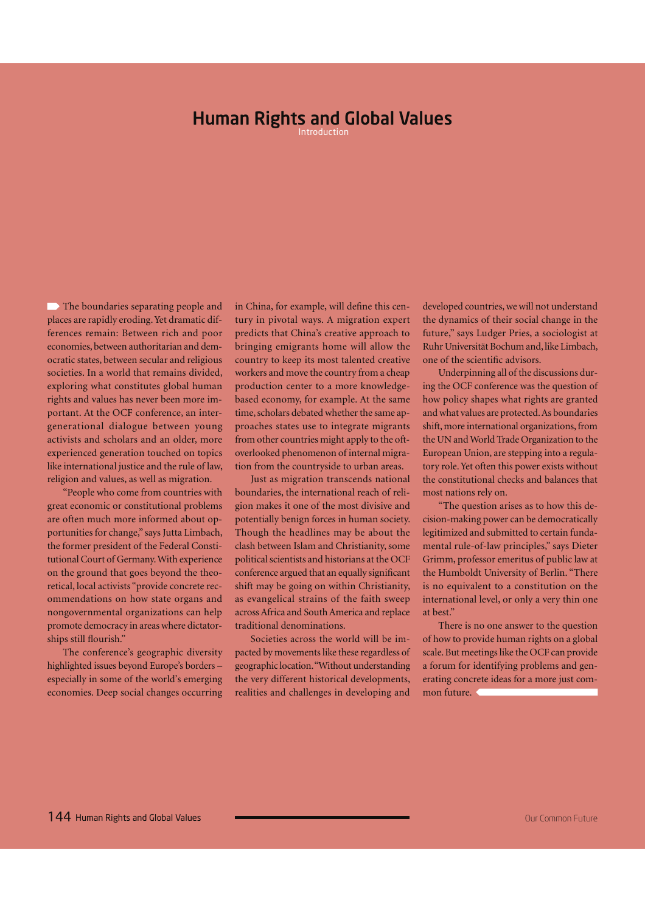# Human Rights and Global Values

Introduction

The boundaries separating people and places are rapidly eroding. Yet dramatic differences remain: Between rich and poor economies, between authoritarian and democratic states, between secular and religious societies. In a world that remains divided, exploring what constitutes global human rights and values has never been more important. At the OCF conference, an intergenerational dialogue between young activists and scholars and an older, more experienced generation touched on topics like international justice and the rule of law, religion and values, as well as migration.

"People who come from countries with great economic or constitutional problems are often much more informed about opportunities for change," says Jutta Limbach, the former president of the Federal Constitutional Court of Germany. With experience on the ground that goes beyond the theoretical, local activists "provide concrete recommendations on how state organs and nongovernmental organizations can help promote democracy in areas where dictatorships still flourish."

The conference's geographic diversity highlighted issues beyond Europe's borders – especially in some of the world's emerging economies. Deep social changes occurring in China, for example, will define this century in pivotal ways. A migration expert predicts that China's creative approach to bringing emigrants home will allow the country to keep its most talented creative workers and move the country from a cheap production center to a more knowledge-based economy, for example. At the same time, scholars debated whether the same approaches states use to integrate migrants from other countries might apply to the oft-overlooked phenomenon of internal migration from the countryside to urban areas.

Just as migration transcends national boundaries, the international reach of religion makes it one of the most divisive and potentially benign forces in human society. Though the headlines may be about the clash between Islam and Christianity, some political scientists and historians at the OCF conference argued that an equally significant shift may be going on within Christianity, as evangelical strains of the faith sweep across Africa and South America and replace traditional denominations.

Societies across the world will be impacted by movements like these regardless of geographic location. "Without understanding the very different historical developments, realities and challenges in developing and developed countries, we will not understand the dynamics of their social change in the future," says Ludger Pries, a sociologist at Ruhr Universität Bochum and, like Limbach, one of the scientific advisors.

Underpinning all of the discussions during the OCF conference was the question of how policy shapes what rights are granted and what values are protected. As boundaries shift, more international organizations, from the UN and World Trade Organization to the European Union, are stepping into a regulatory role. Yet often this power exists without the constitutional checks and balances that most nations rely on.

"The question arises as to how this decision-making power can be democratically legitimized and submitted to certain fundamental rule-of-law principles," says Dieter Grimm, professor emeritus of public law at the Humboldt University of Berlin. "There is no equivalent to a constitution on the international level, or only a very thin one at best."

There is no one answer to the question of how to provide human rights on a global scale. But meetings like the OCF can provide a forum for identifying problems and generating concrete ideas for a more just common future.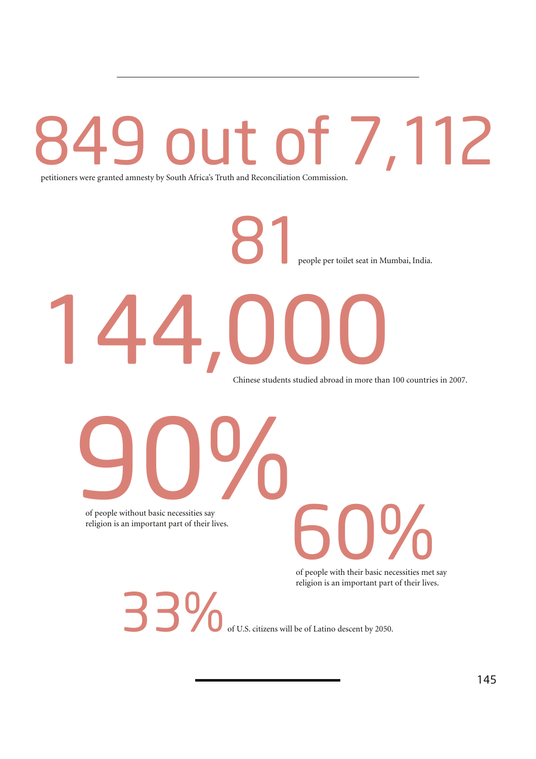# 849 out of 7,112

petitioners were granted amnesty by South Africa's Truth and Reconciliation Commission.

# 81

people per toilet seat in Mumbai, India.

# 144,000

Chinese students studied abroad in more than 100 countries in 2007.

# 90%

of people without basic necessities say religion is an important part of their lives.

# 60%

of people with their basic necessities met say religion is an important part of their lives.

# 33%

of U.S. citizens will be of Latino descent by 2050.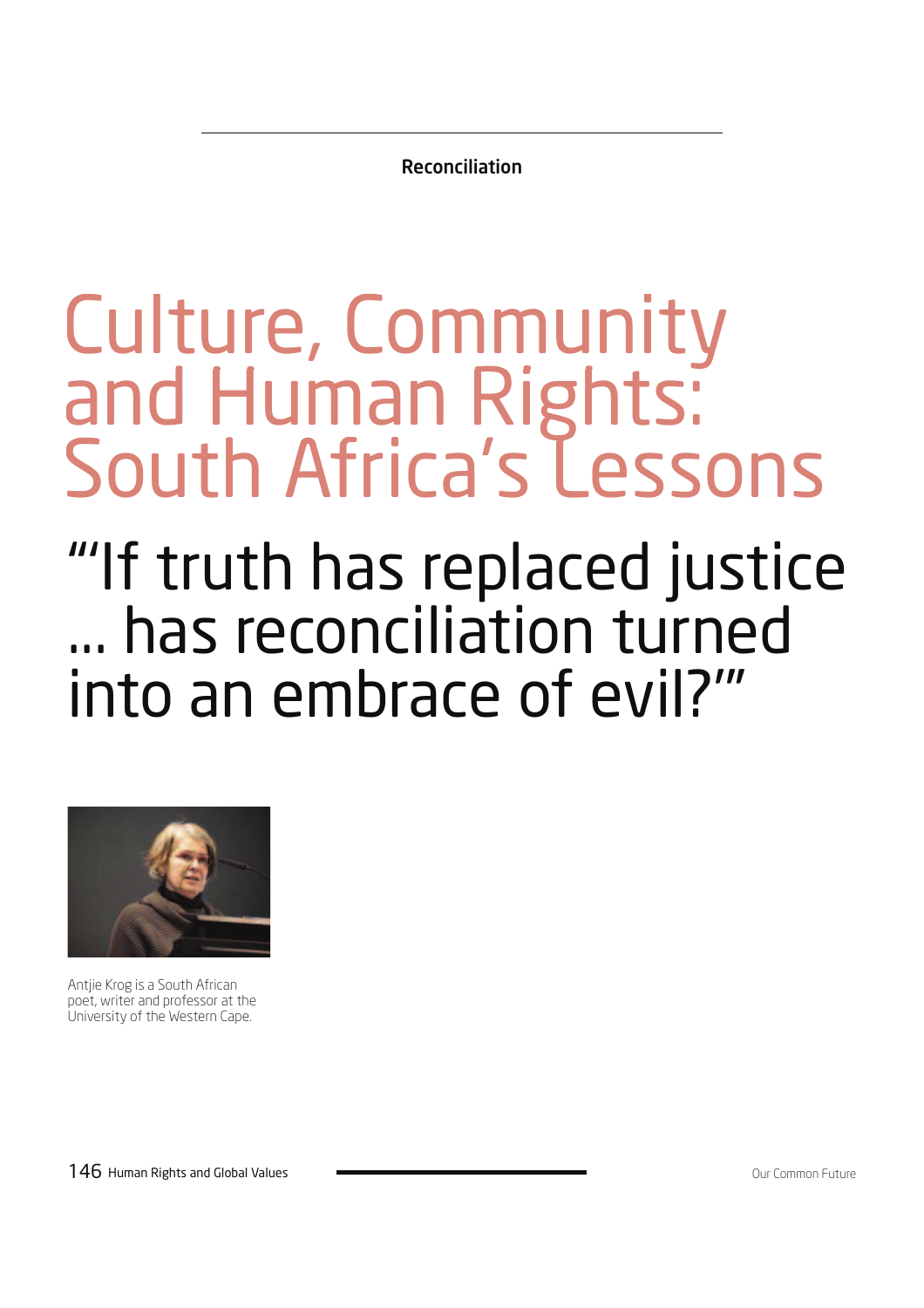Reconciliation

# Culture, Community and Human Rights: South Africa's Lessons

## "'If truth has replaced justice … has reconciliation turned into an embrace of evil?'"

Antjie Krog is a South African poet, writer and professor at the University of the Western Cape.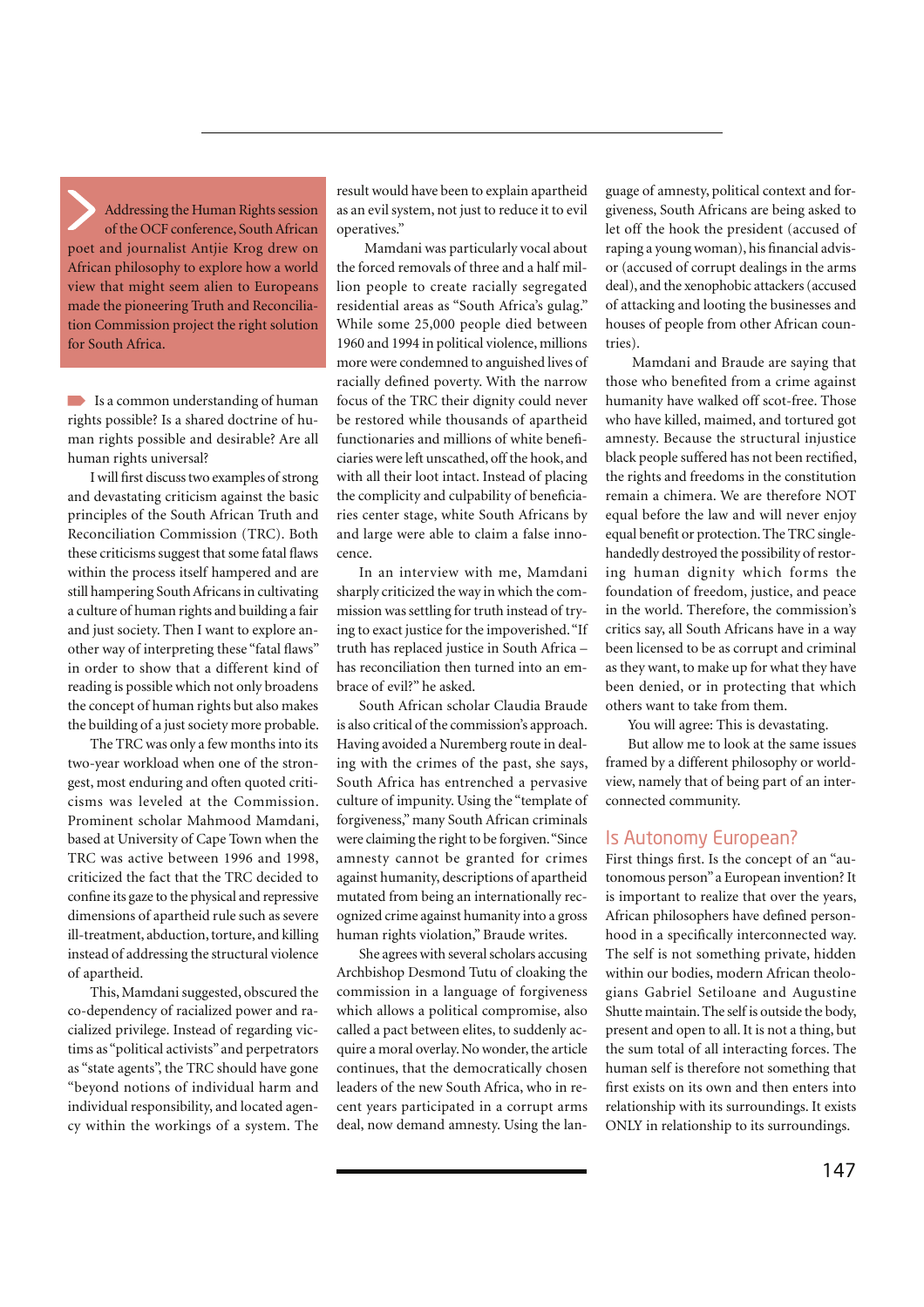Addressing the Human Rights session of the OCF conference, South African poet and journalist Antjie Krog drew on African philosophy to explore how a world view that might seem alien to Europeans made the pioneering Truth and Reconciliation Commission project the right solution for South Africa.

Is a common understanding of human rights possible? Is a shared doctrine of human rights possible and desirable? Are all human rights universal?

I will first discuss two examples of strong and devastating criticism against the basic principles of the South African Truth and Reconciliation Commission (TRC). Both these criticisms suggest that some fatal flaws within the process itself hampered and are still hampering South Africans in cultivating a culture of human rights and building a fair and just society. Then I want to explore another way of interpreting these "fatal flaws" in order to show that a different kind of reading is possible which not only broadens the concept of human rights but also makes the building of a just society more probable.

The TRC was only a few months into its two-year workload when one of the strongest, most enduring and often quoted criticisms was leveled at the Commission. Prominent scholar Mahmood Mamdani, based at University of Cape Town when the TRC was active between 1996 and 1998, criticized the fact that the TRC decided to confine its gaze to the physical and repressive dimensions of apartheid rule such as severe ill-treatment, abduction, torture, and killing instead of addressing the structural violence of apartheid.

This, Mamdani suggested, obscured the co-dependency of racialized power and racialized privilege. Instead of regarding victims as "political activists" and perpetrators as "state agents", the TRC should have gone "beyond notions of individual harm and individual responsibility, and located agency within the workings of a system. The result would have been to explain apartheid as an evil system, not just to reduce it to evil operatives."

Mamdani was particularly vocal about the forced removals of three and a half million people to create racially segregated residential areas as "South Africa's gulag." While some 25,000 people died between 1960 and 1994 in political violence, millions more were condemned to anguished lives of racially defined poverty. With the narrow focus of the TRC their dignity could never be restored while thousands of apartheid functionaries and millions of white beneficiaries were left unscathed, off the hook, and with all their loot intact. Instead of placing the complicity and culpability of beneficiaries center stage, white South Africans by and large were able to claim a false innocence.

In an interview with me, Mamdani sharply criticized the way in which the commission was settling for truth instead of trying to exact justice for the impoverished. "If truth has replaced justice in South Africa – has reconciliation then turned into an embrace of evil?" he asked.

South African scholar Claudia Braude is also critical of the commission's approach. Having avoided a Nuremberg route in dealing with the crimes of the past, she says, South Africa has entrenched a pervasive culture of impunity. Using the "template of forgiveness," many South African criminals were claiming the right to be forgiven. "Since amnesty cannot be granted for crimes against humanity, descriptions of apartheid mutated from being an internationally recognized crime against humanity into a gross human rights violation," Braude writes.

She agrees with several scholars accusing Archbishop Desmond Tutu of cloaking the commission in a language of forgiveness which allows a political compromise, also called a pact between elites, to suddenly acquire a moral overlay. No wonder, the article continues, that the democratically chosen leaders of the new South Africa, who in recent years participated in a corrupt arms deal, now demand amnesty. Using the language of amnesty, political context and forgiveness, South Africans are being asked to let off the hook the president (accused of raping a young woman), his financial advisor (accused of corrupt dealings in the arms deal), and the xenophobic attackers (accused of attacking and looting the businesses and houses of people from other African countries).

Mamdani and Braude are saying that those who benefited from a crime against humanity have walked off scot-free. Those who have killed, maimed, and tortured got amnesty. Because the structural injustice black people suffered has not been rectified, the rights and freedoms in the constitution remain a chimera. We are therefore NOT equal before the law and will never enjoy equal benefit or protection. The TRC single-handedly destroyed the possibility of restoring human dignity which forms the foundation of freedom, justice, and peace in the world. Therefore, the commission's critics say, all South Africans have in a way been licensed to be as corrupt and criminal as they want, to make up for what they have been denied, or in protecting that which others want to take from them.

You will agree: This is devastating.

But allow me to look at the same issues framed by a different philosophy or world-view, namely that of being part of an interconnected community.

## Is Autonomy European?

First things first. Is the concept of an "autonomous person" a European invention? It is important to realize that over the years, African philosophers have defined personhood in a specifically interconnected way. The self is not something private, hidden within our bodies, modern African theologians Gabriel Setiloane and Augustine Shutte maintain. The self is outside the body, present and open to all. It is not a thing, but the sum total of all interacting forces. The human self is therefore not something that first exists on its own and then enters into relationship with its surroundings. It exists ONLY in relationship to its surroundings.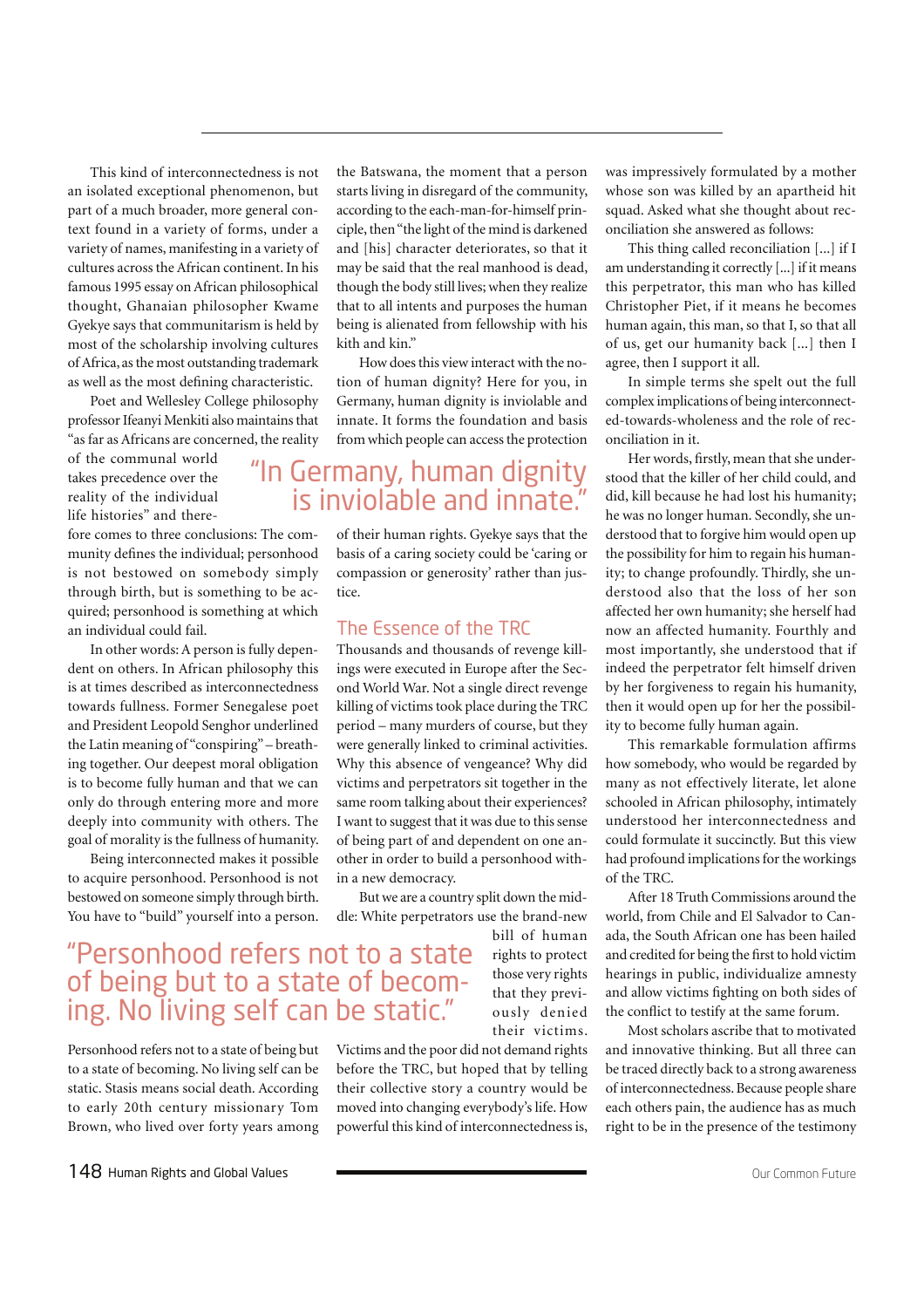This kind of interconnectedness is not an isolated exceptional phenomenon, but part of a much broader, more general context found in a variety of forms, under a variety of names, manifesting in a variety of cultures across the African continent. In his famous 1995 essay on African philosophical thought, Ghanaian philosopher Kwame Gyekye says that communitarism is held by most of the scholarship involving cultures of Africa, as the most outstanding trademark as well as the most defining characteristic.

Poet and Wellesley College philosophy professor Ifeanyi Menkiti also maintains that "as far as Africans are concerned, the reality of the communal world takes precedence over the reality of the individual life histories" and therefore comes to three conclusions: The community defines the individual; personhood is not bestowed on somebody simply through birth, but is something to be acquired; personhood is something at which an individual could fail.

In other words: A person is fully dependent on others. In African philosophy this is at times described as interconnectedness towards fullness. Former Senegalese poet and President Leopold Senghor underlined the Latin meaning of "conspiring" – breathing together. Our deepest moral obligation is to become fully human and that we can only do through entering more and more deeply into community with others. The goal of morality is the fullness of humanity.

Being interconnected makes it possible to acquire personhood. Personhood is not bestowed on someone simply through birth. You have to "build" yourself into a person.

> "Personhood refers not to a state of being but to a state of becoming. No living self can be static."

Personhood refers not to a state of being but to a state of becoming. No living self can be static. Stasis means social death. According to early 20th century missionary Tom Brown, who lived over forty years among the Batswana, the moment that a person starts living in disregard of the community, according to the each-man-for-himself principle, then "the light of the mind is darkened and [his] character deteriorates, so that it may be said that the real manhood is dead, though the body still lives; when they realize that to all intents and purposes the human being is alienated from fellowship with his kith and kin."

How does this view interact with the notion of human dignity? Here for you, in Germany, human dignity is inviolable and innate. It forms the foundation and basis from which people can access the protection of their human rights. Gyekye says that the basis of a caring society could be 'caring or compassion or generosity' rather than justice.

> "In Germany, human dignity is inviolable and innate."

## The Essence of the TRC

Thousands and thousands of revenge killings were executed in Europe after the Second World War. Not a single direct revenge killing of victims took place during the TRC period – many murders of course, but they were generally linked to criminal activities. Why this absence of vengeance? Why did victims and perpetrators sit together in the same room talking about their experiences? I want to suggest that it was due to this sense of being part of and dependent on one another in order to build a personhood within a new democracy.

But we are a country split down the middle: White perpetrators use the brand-new bill of human rights to protect those very rights that they previously denied their victims. Victims and the poor did not demand rights before the TRC, but hoped that by telling their collective story a country would be moved into changing everybody's life. How powerful this kind of interconnectedness is, was impressively formulated by a mother whose son was killed by an apartheid hit squad. Asked what she thought about reconciliation she answered as follows:

> This thing called reconciliation [...] if I am understanding it correctly [...] if it means this perpetrator, this man who has killed Christopher Piet, if it means he becomes human again, this man, so that I, so that all of us, get our humanity back [...] then I agree, then I support it all.

In simple terms she spelt out the full complex implications of being interconnected-towards-wholeness and the role of reconciliation in it.

Her words, firstly, mean that she understood that the killer of her child could, and did, kill because he had lost his humanity; he was no longer human. Secondly, she understood that to forgive him would open up the possibility for him to regain his humanity; to change profoundly. Thirdly, she understood also that the loss of her son affected her own humanity; she herself had now an affected humanity. Fourthly and most importantly, she understood that if indeed the perpetrator felt himself driven by her forgiveness to regain his humanity, then it would open up for her the possibility to become fully human again.

This remarkable formulation affirms how somebody, who would be regarded by many as not effectively literate, let alone schooled in African philosophy, intimately understood her interconnectedness and could formulate it succinctly. But this view had profound implications for the workings of the TRC.

After 18 Truth Commissions around the world, from Chile and El Salvador to Canada, the South African one has been hailed and credited for being the first to hold victim hearings in public, individualize amnesty and allow victims fighting on both sides of the conflict to testify at the same forum.

Most scholars ascribe that to motivated and innovative thinking. But all three can be traced directly back to a strong awareness of interconnectedness. Because people share each others pain, the audience has as much right to be in the presence of the testimony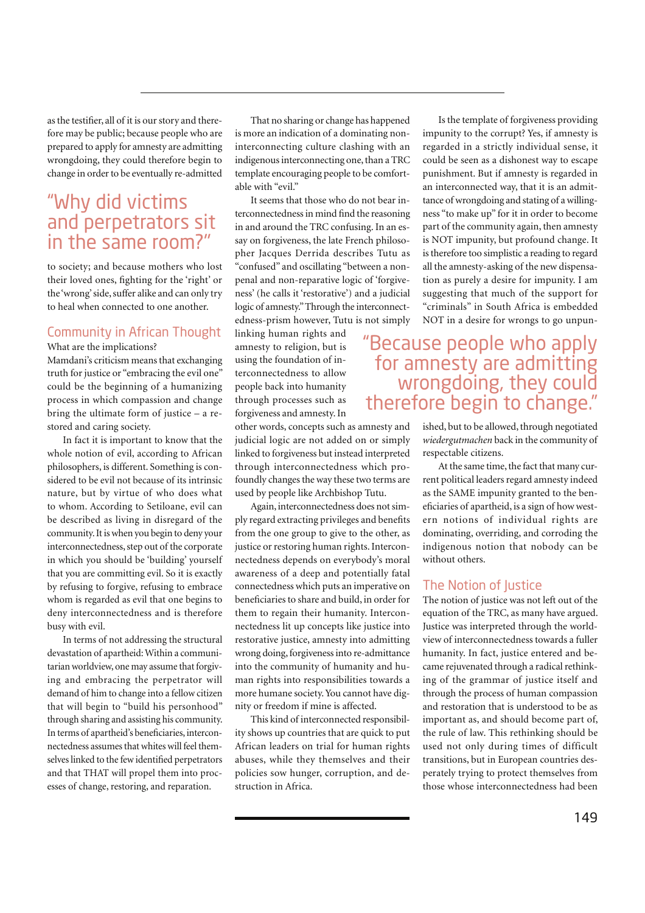as the testifier, all of it is our story and therefore may be public; because people who are prepared to apply for amnesty are admitting wrongdoing, they could therefore begin to change in order to be eventually re-admitted

> "Why did victims and perpetrators sit in the same room?"

to society; and because mothers who lost their loved ones, fighting for the 'right' or the 'wrong' side, suffer alike and can only try to heal when connected to one another.

## Community in African Thought

What are the implications?

Mamdani's criticism means that exchanging truth for justice or "embracing the evil one" could be the beginning of a humanizing process in which compassion and change bring the ultimate form of justice – a restored and caring society.

In fact it is important to know that the whole notion of evil, according to African philosophers, is different. Something is considered to be evil not because of its intrinsic nature, but by virtue of who does what to whom. According to Setiloane, evil can be described as living in disregard of the community. It is when you begin to deny your interconnectedness, step out of the corporate in which you should be 'building' yourself that you are committing evil. So it is exactly by refusing to forgive, refusing to embrace whom is regarded as evil that one begins to deny interconnectedness and is therefore busy with evil.

In terms of not addressing the structural devastation of apartheid: Within a communitarian worldview, one may assume that forgiving and embracing the perpetrator will demand of him to change into a fellow citizen that will begin to "build his personhood" through sharing and assisting his community. In terms of apartheid's beneficiaries, interconnectedness assumes that whites will feel themselves linked to the few identified perpetrators and that THAT will propel them into processes of change, restoring, and reparation.

That no sharing or change has happened is more an indication of a dominating non-interconnecting culture clashing with an indigenous interconnecting one, than a TRC template encouraging people to be comfortable with "evil."

It seems that those who do not bear interconnectedness in mind find the reasoning in and around the TRC confusing. In an essay on forgiveness, the late French philosopher Jacques Derrida describes Tutu as "confused" and oscillating "between a non-penal and non-reparative logic of 'forgiveness' (he calls it 'restorative') and a judicial logic of amnesty." Through the interconnectedness-prism however, Tutu is not simply linking human rights and amnesty to religion, but is using the foundation of interconnectedness to allow people back into humanity through processes such as forgiveness and amnesty. In other words, concepts such as amnesty and judicial logic are not added on or simply linked to forgiveness but instead interpreted through interconnectedness which profoundly changes the way these two terms are used by people like Archbishop Tutu.

> "Because people who apply for amnesty are admitting wrongdoing, they could therefore begin to change."

Again, interconnectedness does not simply regard extracting privileges and benefits from the one group to give to the other, as justice or restoring human rights. Interconnectedness depends on everybody's moral awareness of a deep and potentially fatal connectedness which puts an imperative on beneficiaries to share and build, in order for them to regain their humanity. Interconnectedness lit up concepts like justice into restorative justice, amnesty into admitting wrong doing, forgiveness into re-admittance into the community of humanity and human rights into responsibilities towards a more humane society. You cannot have dignity or freedom if mine is affected.

This kind of interconnected responsibility shows up countries that are quick to put African leaders on trial for human rights abuses, while they themselves and their policies sow hunger, corruption, and destruction in Africa.

Is the template of forgiveness providing impunity to the corrupt? Yes, if amnesty is regarded in a strictly individual sense, it could be seen as a dishonest way to escape punishment. But if amnesty is regarded in an interconnected way, that it is an admittance of wrongdoing and stating of a willingness "to make up" for it in order to become part of the community again, then amnesty is NOT impunity, but profound change. It is therefore too simplistic a reading to regard all the amnesty-asking of the new dispensation as purely a desire for impunity. I am suggesting that much of the support for "criminals" in South Africa is embedded NOT in a desire for wrongs to go unpunished, but to be allowed, through negotiated *wiedergutmachen* back in the community of respectable citizens.

At the same time, the fact that many current political leaders regard amnesty indeed as the SAME impunity granted to the beneficiaries of apartheid, is a sign of how western notions of individual rights are dominating, overriding, and corroding the indigenous notion that nobody can be without others.

## The Notion of Justice

The notion of justice was not left out of the equation of the TRC, as many have argued. Justice was interpreted through the worldview of interconnectedness towards a fuller humanity. In fact, justice entered and became rejuvenated through a radical rethinking of the grammar of justice itself and through the process of human compassion and restoration that is understood to be as important as, and should become part of, the rule of law. This rethinking should be used not only during times of difficult transitions, but in European countries desperately trying to protect themselves from those whose interconnectedness had been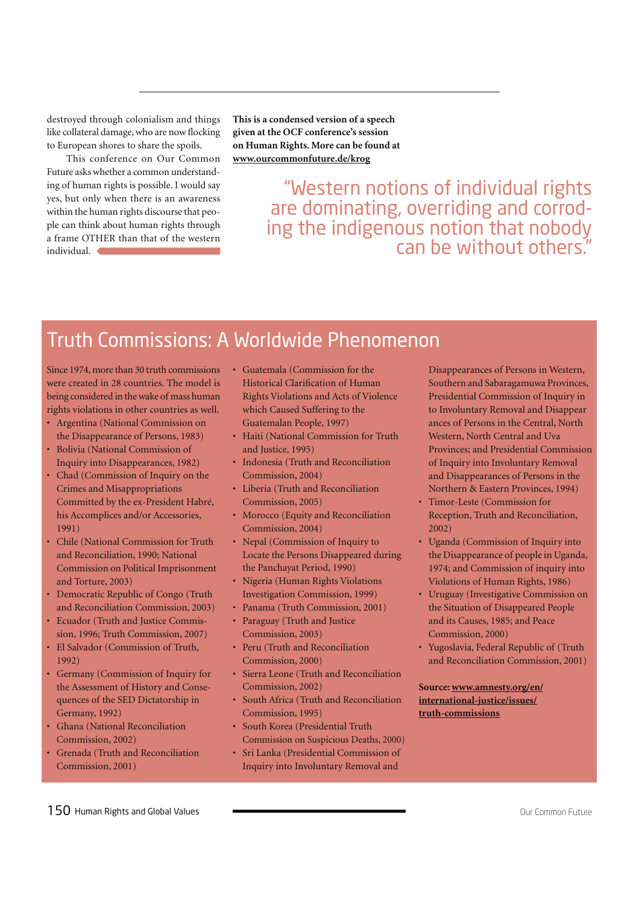destroyed through colonialism and things like collateral damage, who are now flocking to European shores to share the spoils.

This conference on Our Common Future asks whether a common understanding of human rights is possible. I would say yes, but only when there is an awareness within the human rights discourse that people can think about human rights through a frame OTHER than that of the western individual.

**This is a condensed version of a speech given at the OCF conference's session on Human Rights. More can be found at [www.ourcommonfuture.de/krog](www.ourcommonfuture.de/krog)**

> "Western notions of individual rights are dominating, overriding and corroding the indigenous notion that nobody can be without others."

## Truth Commissions: A Worldwide Phenomenon

Since 1974, more than 30 truth commissions were created in 28 countries. The model is being considered in the wake of mass human rights violations in other countries as well.

- Argentina (National Commission on the Disappearance of Persons, 1983)
- Bolivia (National Commission of Inquiry into Disappearances, 1982)
- Chad (Commission of Inquiry on the Crimes and Misappropriations Committed by the ex-President Habré, his Accomplices and/or Accessories, 1991)
- Chile (National Commission for Truth and Reconciliation, 1990; National Commission on Political Imprisonment and Torture, 2003)
- Democratic Republic of Congo (Truth and Reconciliation Commission, 2003)
- Ecuador (Truth and Justice Commission, 1996; Truth Commission, 2007)
- El Salvador (Commission of Truth, 1992)
- Germany (Commission of Inquiry for the Assessment of History and Consequences of the SED Dictatorship in Germany, 1992)
- Ghana (National Reconciliation Commission, 2002)
- Grenada (Truth and Reconciliation Commission, 2001)
- Guatemala (Commission for the Historical Clarification of Human Rights Violations and Acts of Violence which Caused Suffering to the Guatemalan People, 1997)
- Haiti (National Commission for Truth and Justice, 1995)
- Indonesia (Truth and Reconciliation Commission, 2004)
- Liberia (Truth and Reconciliation Commission, 2005)
- Morocco (Equity and Reconciliation Commission, 2004)
- Nepal (Commission of Inquiry to Locate the Persons Disappeared during the Panchayat Period, 1990)
- Nigeria (Human Rights Violations Investigation Commission, 1999)
- Panama (Truth Commission, 2001)
- Paraguay (Truth and Justice Commission, 2003)
- Peru (Truth and Reconciliation Commission, 2000)
- Sierra Leone (Truth and Reconciliation Commission, 2002)
- South Africa (Truth and Reconciliation Commission, 1995)
- South Korea (Presidential Truth Commission on Suspicious Deaths, 2000)
- Sri Lanka (Presidential Commission of Inquiry into Involuntary Removal and Disappearances of Persons in Western, Southern and Sabaragamuwa Provinces, Presidential Commission of Inquiry in to Involuntary Removal and Disappearances of Persons in the Central, North Western, North Central and Uva Provinces; and Presidential Commission of Inquiry into Involuntary Removal and Disappearances of Persons in the Northern & Eastern Provinces, 1994)
- Timor-Leste (Commission for Reception, Truth and Reconciliation, 2002)
- Uganda (Commission of Inquiry into the Disappearance of people in Uganda, 1974; and Commission of inquiry into Violations of Human Rights, 1986)
- Uruguay (Investigative Commission on the Situation of Disappeared People and its Causes, 1985; and Peace Commission, 2000)
- Yugoslavia, Federal Republic of (Truth and Reconciliation Commission, 2001)

**Source: [www.amnesty.org/en/international-justice/issues/truth-commissions](www.amnesty.org/en/international-justice/issues/truth-commissions)**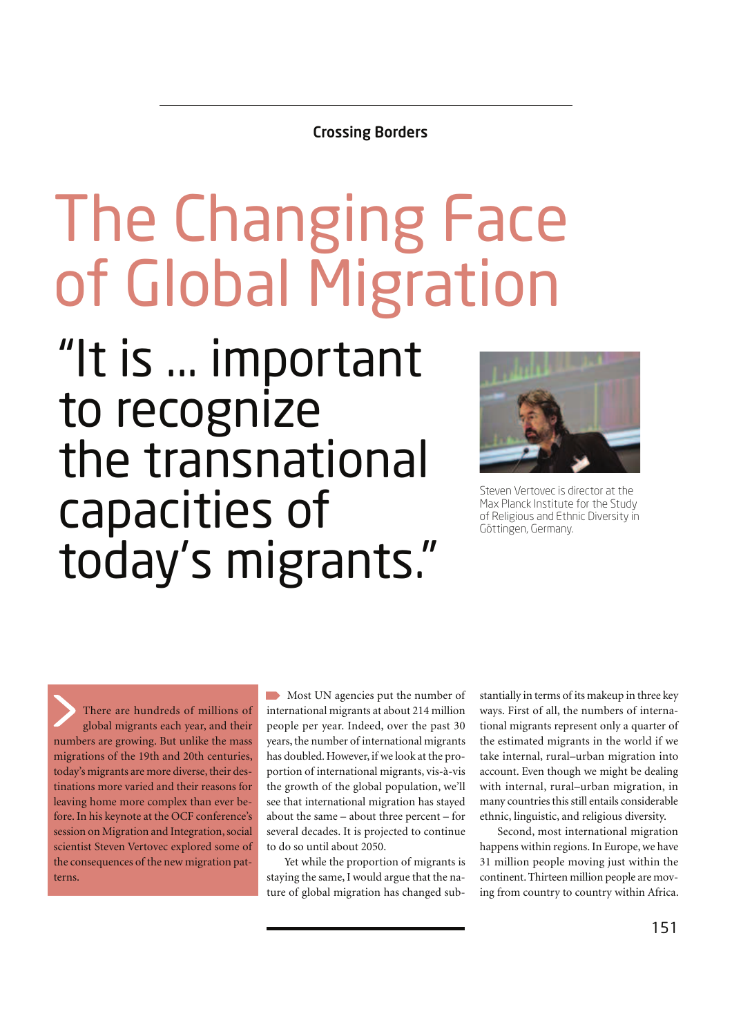Crossing Borders

# The Changing Face of Global Migration

## "It is … important to recognize the transnational capacities of today's migrants."

Steven Vertovec is director at the Max Planck Institute for the Study of Religious and Ethnic Diversity in Göttingen, Germany.

**There are hundreds of millions of global migrants each year, and their numbers are growing. But unlike the mass migrations of the 19th and 20th centuries, today's migrants are more diverse, their destinations more varied and their reasons for leaving home more complex than ever before. In his keynote at the OCF conference's session on Migration and Integration, social scientist Steven Vertovec explored some of the consequences of the new migration patterns.**

Most UN agencies put the number of international migrants at about 214 million people per year. Indeed, over the past 30 years, the number of international migrants has doubled. However, if we look at the proportion of international migrants, vis-à-vis the growth of the global population, we'll see that international migration has stayed about the same – about three percent – for several decades. It is projected to continue to do so until about 2050.

Yet while the proportion of migrants is staying the same, I would argue that the nature of global migration has changed substantially in terms of its makeup in three key ways. First of all, the numbers of international migrants represent only a quarter of the estimated migrants in the world if we take internal, rural–urban migration into account. Even though we might be dealing with internal, rural–urban migration, in many countries this still entails considerable ethnic, linguistic, and religious diversity.

Second, most international migration happens within regions. In Europe, we have 31 million people moving just within the continent. Thirteen million people are moving from country to country within Africa.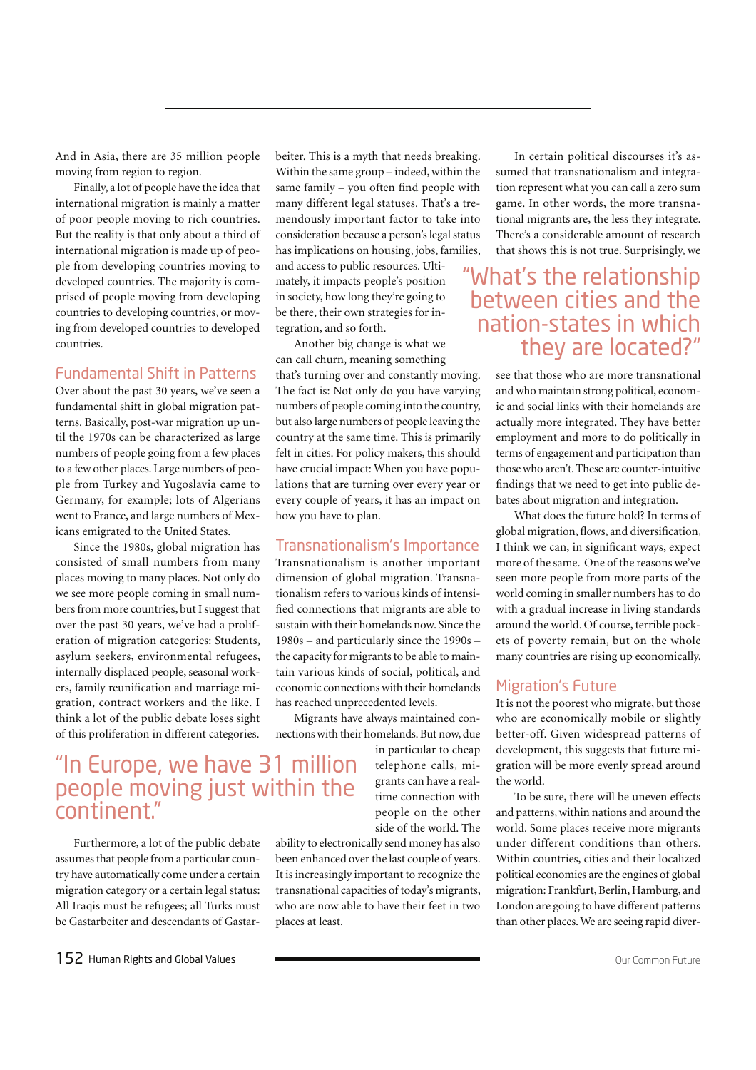And in Asia, there are 35 million people moving from region to region.

Finally, a lot of people have the idea that international migration is mainly a matter of poor people moving to rich countries. But the reality is that only about a third of international migration is made up of people from developing countries moving to developed countries. The majority is comprised of people moving from developing countries to developing countries, or moving from developed countries to developed countries.

## Fundamental Shift in Patterns

Over about the past 30 years, we've seen a fundamental shift in global migration patterns. Basically, post-war migration up until the 1970s can be characterized as large numbers of people going from a few places to a few other places. Large numbers of people from Turkey and Yugoslavia came to Germany, for example; lots of Algerians went to France, and large numbers of Mexicans emigrated to the United States.

Since the 1980s, global migration has consisted of small numbers from many places moving to many places. Not only do we see more people coming in small numbers from more countries, but I suggest that over the past 30 years, we've had a proliferation of migration categories: Students, asylum seekers, environmental refugees, internally displaced people, seasonal workers, family reunification and marriage migration, contract workers and the like. I think a lot of the public debate loses sight of this proliferation in different categories.

> "In Europe, we have 31 million people moving just within the continent."

Furthermore, a lot of the public debate assumes that people from a particular country have automatically come under a certain migration category or a certain legal status: All Iraqis must be refugees; all Turks must be Gastarbeiter and descendants of Gastarbeiter. This is a myth that needs breaking. Within the same group – indeed, within the same family – you often find people with many different legal statuses. That's a tremendously important factor to take into consideration because a person's legal status has implications on housing, jobs, families, and access to public resources. Ultimately, it impacts people's position in society, how long they're going to be there, their own strategies for integration, and so forth.

Another big change is what we can call churn, meaning something that's turning over and constantly moving. The fact is: Not only do you have varying numbers of people coming into the country, but also large numbers of people leaving the country at the same time. This is primarily felt in cities. For policy makers, this should have crucial impact: When you have populations that are turning over every year or every couple of years, it has an impact on how you have to plan.

## Transnationalism's Importance

Transnationalism is another important dimension of global migration. Transnationalism refers to various kinds of intensified connections that migrants are able to sustain with their homelands now. Since the 1980s – and particularly since the 1990s – the capacity for migrants to be able to maintain various kinds of social, political, and economic connections with their homelands has reached unprecedented levels.

Migrants have always maintained connections with their homelands. But now, due in particular to cheap telephone calls, migrants can have a real-time connection with people on the other side of the world. The ability to electronically send money has also been enhanced over the last couple of years. It is increasingly important to recognize the transnational capacities of today's migrants, who are now able to have their feet in two places at least.

In certain political discourses it's assumed that transnationalism and integration represent what you can call a zero sum game. In other words, the more transnational migrants are, the less they integrate. There's a considerable amount of research that shows this is not true. Surprisingly, we see that those who are more transnational and who maintain strong political, economic and social links with their homelands are actually more integrated. They have better employment and more to do politically in terms of engagement and participation than those who aren't. These are counter-intuitive findings that we need to get into public debates about migration and integration.

> "What's the relationship between cities and the nation-states in which they are located?"

What does the future hold? In terms of global migration, flows, and diversification, I think we can, in significant ways, expect more of the same. One of the reasons we've seen more people from more parts of the world coming in smaller numbers has to do with a gradual increase in living standards around the world. Of course, terrible pockets of poverty remain, but on the whole many countries are rising up economically.

## Migration's Future

It is not the poorest who migrate, but those who are economically mobile or slightly better-off. Given widespread patterns of development, this suggests that future migration will be more evenly spread around the world.

To be sure, there will be uneven effects and patterns, within nations and around the world. Some places receive more migrants under different conditions than others. Within countries, cities and their localized political economies are the engines of global migration: Frankfurt, Berlin, Hamburg, and London are going to have different patterns than other places. We are seeing rapid diver-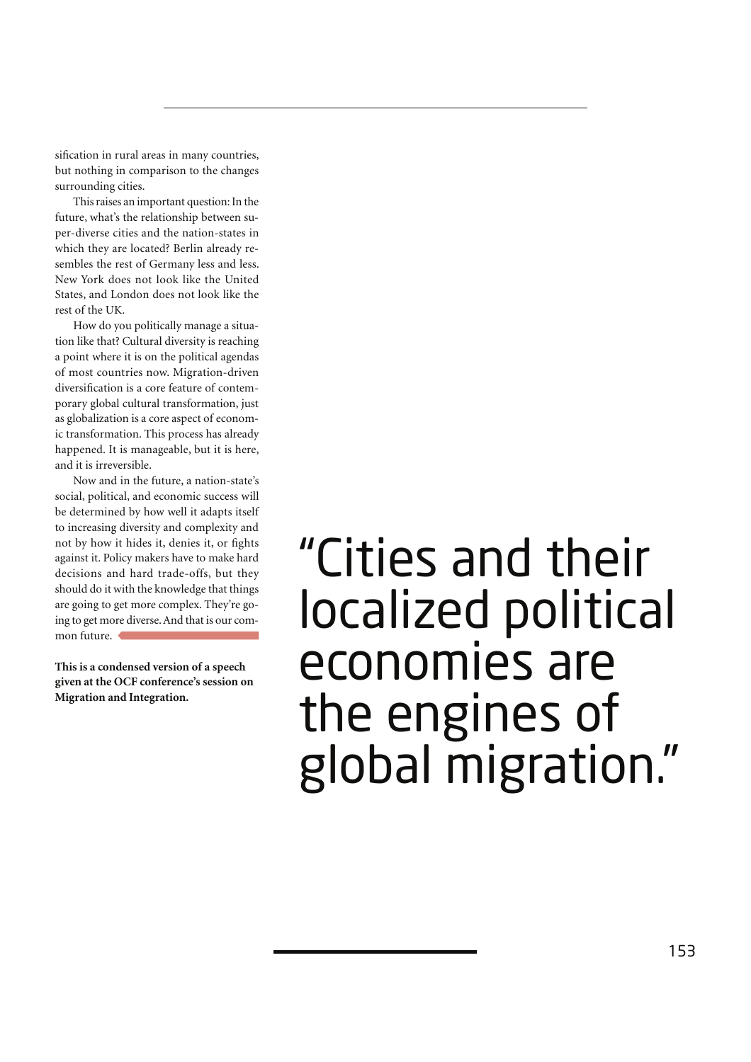sification in rural areas in many countries, but nothing in comparison to the changes surrounding cities.

This raises an important question: In the future, what's the relationship between super-diverse cities and the nation-states in which they are located? Berlin already resembles the rest of Germany less and less. New York does not look like the United States, and London does not look like the rest of the UK.

How do you politically manage a situation like that? Cultural diversity is reaching a point where it is on the political agendas of most countries now. Migration-driven diversification is a core feature of contemporary global cultural transformation, just as globalization is a core aspect of economic transformation. This process has already happened. It is manageable, but it is here, and it is irreversible.

Now and in the future, a nation-state's social, political, and economic success will be determined by how well it adapts itself to increasing diversity and complexity and not by how it hides it, denies it, or fights against it. Policy makers have to make hard decisions and hard trade-offs, but they should do it with the knowledge that things are going to get more complex. They're going to get more diverse. And that is our common future.

**This is a condensed version of a speech given at the OCF conference's session on Migration and Integration.**

> "Cities and their localized political economies are the engines of global migration."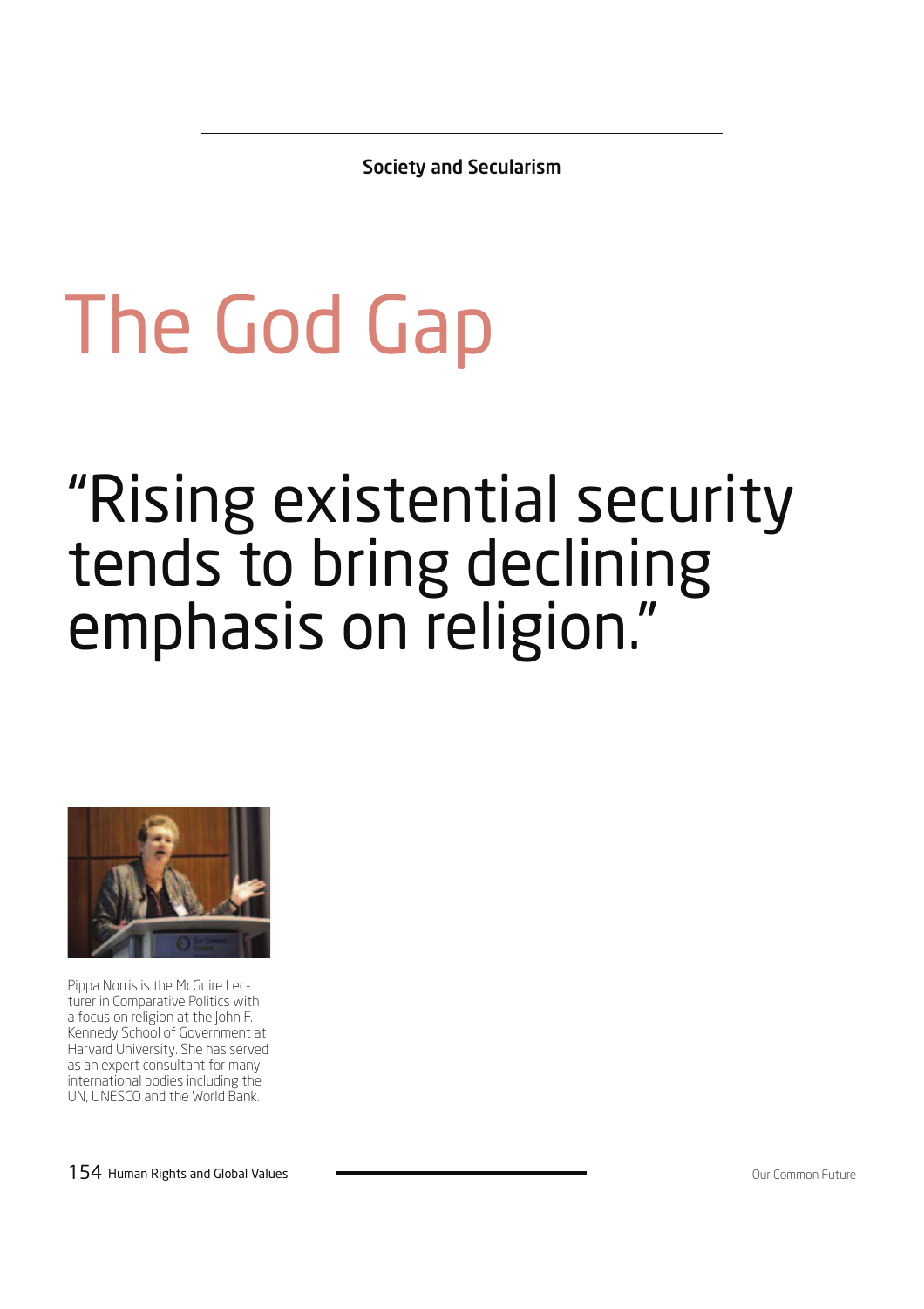Society and Secularism

# The God Gap

## "Rising existential security tends to bring declining emphasis on religion."

Pippa Norris is the McGuire Lecturer in Comparative Politics with a focus on religion at the John F. Kennedy School of Government at Harvard University. She has served as an expert consultant for many international bodies including the UN, UNESCO and the World Bank.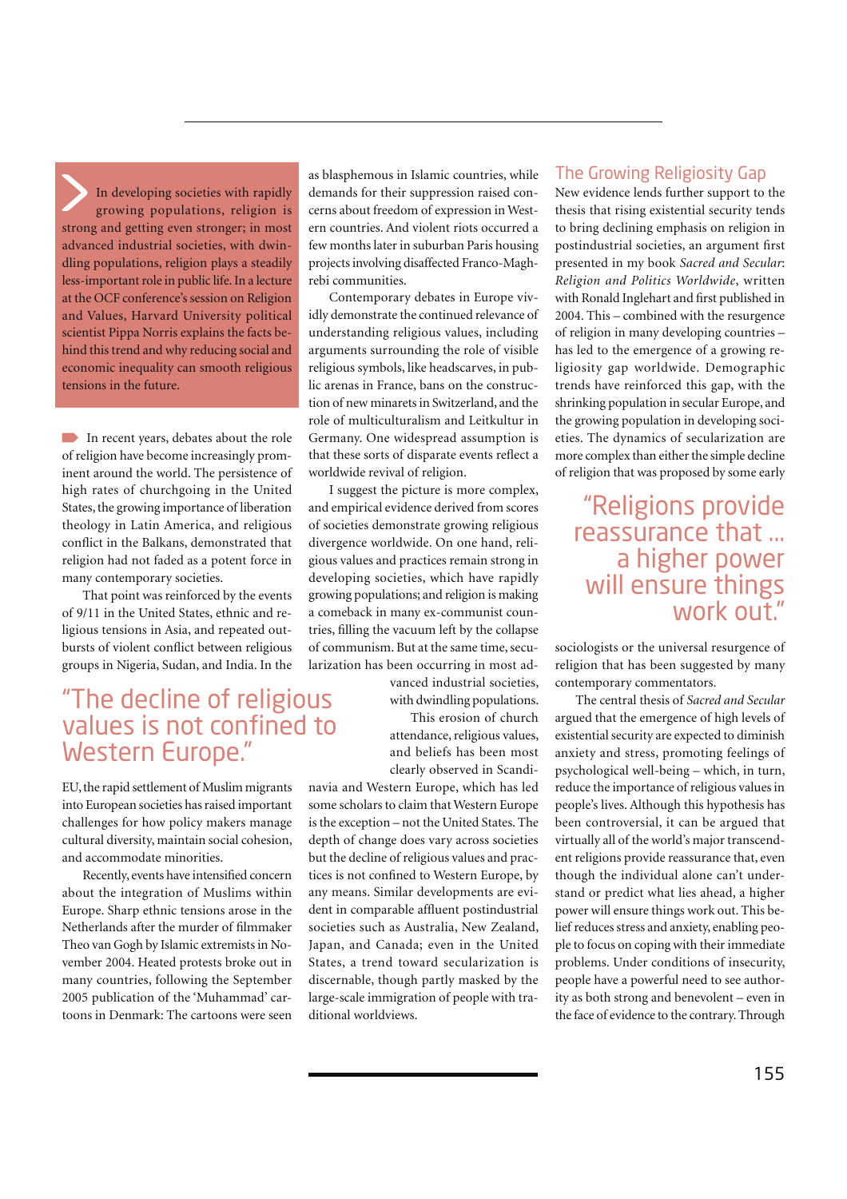In developing societies with rapidly growing populations, religion is strong and getting even stronger; in most advanced industrial societies, with dwindling populations, religion plays a steadily less-important role in public life. In a lecture at the OCF conference's session on Religion and Values, Harvard University political scientist Pippa Norris explains the facts behind this trend and why reducing social and economic inequality can smooth religious tensions in the future.

In recent years, debates about the role of religion have become increasingly prominent around the world. The persistence of high rates of churchgoing in the United States, the growing importance of liberation theology in Latin America, and religious conflict in the Balkans, demonstrated that religion had not faded as a potent force in many contemporary societies.

That point was reinforced by the events of 9/11 in the United States, ethnic and religious tensions in Asia, and repeated outbursts of violent conflict between religious groups in Nigeria, Sudan, and India. In the EU, the rapid settlement of Muslim migrants into European societies has raised important challenges for how policy makers manage cultural diversity, maintain social cohesion, and accommodate minorities.

> "The decline of religious values is not confined to Western Europe."

Recently, events have intensified concern about the integration of Muslims within Europe. Sharp ethnic tensions arose in the Netherlands after the murder of filmmaker Theo van Gogh by Islamic extremists in November 2004. Heated protests broke out in many countries, following the September 2005 publication of the 'Muhammad' cartoons in Denmark: The cartoons were seen as blasphemous in Islamic countries, while demands for their suppression raised concerns about freedom of expression in Western countries. And violent riots occurred a few months later in suburban Paris housing projects involving disaffected Franco-Maghrebi communities.

Contemporary debates in Europe vividly demonstrate the continued relevance of understanding religious values, including arguments surrounding the role of visible religious symbols, like headscarves, in public arenas in France, bans on the construction of new minarets in Switzerland, and the role of multiculturalism and Leitkultur in Germany. One widespread assumption is that these sorts of disparate events reflect a worldwide revival of religion.

I suggest the picture is more complex, and empirical evidence derived from scores of societies demonstrate growing religious divergence worldwide. On one hand, religious values and practices remain strong in developing societies, which have rapidly growing populations; and religion is making a comeback in many ex-communist countries, filling the vacuum left by the collapse of communism. But at the same time, secularization has been occurring in most advanced industrial societies, with dwindling populations. This erosion of church attendance, religious values, and beliefs has been most clearly observed in Scandinavia and Western Europe, which has led some scholars to claim that Western Europe is the exception – not the United States. The depth of change does vary across societies but the decline of religious values and practices is not confined to Western Europe, by any means. Similar developments are evident in comparable affluent postindustrial societies such as Australia, New Zealand, Japan, and Canada; even in the United States, a trend toward secularization is discernable, though partly masked by the large-scale immigration of people with traditional worldviews.

## The Growing Religiosity Gap

New evidence lends further support to the thesis that rising existential security tends to bring declining emphasis on religion in postindustrial societies, an argument first presented in my book *Sacred and Secular: Religion and Politics Worldwide*, written with Ronald Inglehart and first published in 2004. This – combined with the resurgence of religion in many developing countries – has led to the emergence of a growing religiosity gap worldwide. Demographic trends have reinforced this gap, with the shrinking population in secular Europe, and the growing population in developing societies. The dynamics of secularization are more complex than either the simple decline of religion that was proposed by some early sociologists or the universal resurgence of religion that has been suggested by many contemporary commentators.

> "Religions provide reassurance that ... a higher power will ensure things work out."

The central thesis of *Sacred and Secular* argued that the emergence of high levels of existential security are expected to diminish anxiety and stress, promoting feelings of psychological well-being – which, in turn, reduce the importance of religious values in people's lives. Although this hypothesis has been controversial, it can be argued that virtually all of the world's major transcendent religions provide reassurance that, even though the individual alone can't understand or predict what lies ahead, a higher power will ensure things work out. This belief reduces stress and anxiety, enabling people to focus on coping with their immediate problems. Under conditions of insecurity, people have a powerful need to see authority as both strong and benevolent – even in the face of evidence to the contrary. Through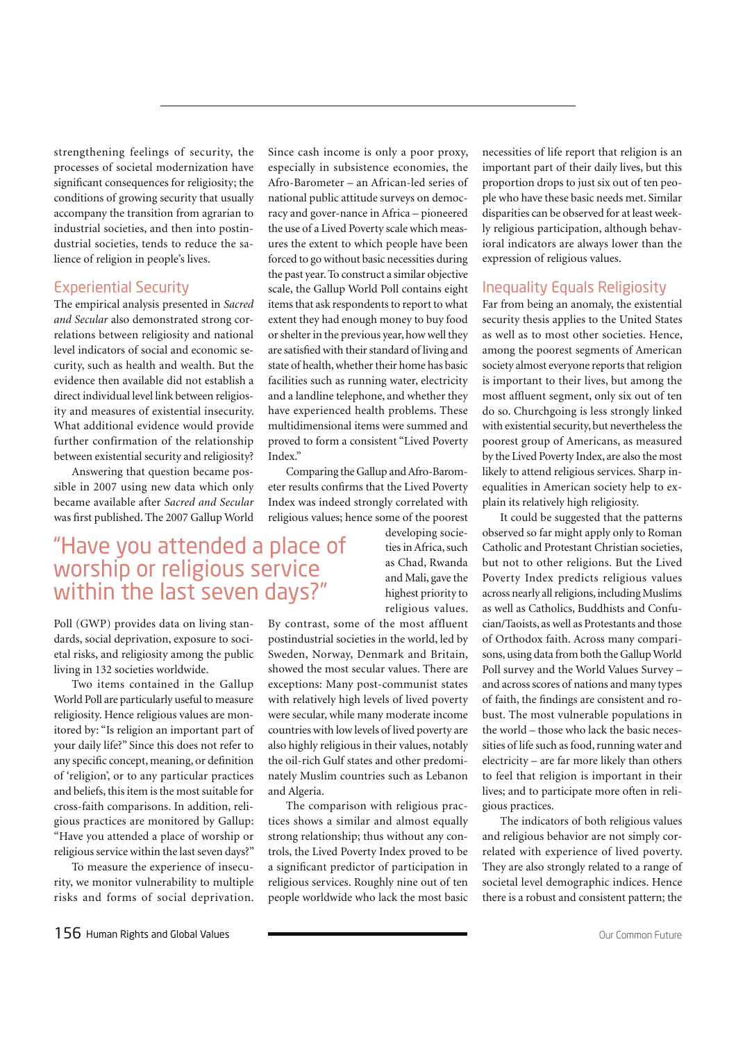strengthening feelings of security, the processes of societal modernization have significant consequences for religiosity; the conditions of growing security that usually accompany the transition from agrarian to industrial societies, and then into postindustrial societies, tends to reduce the salience of religion in people's lives.

## Experiential Security

The empirical analysis presented in *Sacred and Secular* also demonstrated strong correlations between religiosity and national level indicators of social and economic security, such as health and wealth. But the evidence then available did not establish a direct individual level link between religiosity and measures of existential insecurity. What additional evidence would provide further confirmation of the relationship between existential security and religiosity?

Answering that question became possible in 2007 using new data which only became available after *Sacred and Secular* was first published. The 2007 Gallup World Poll (GWP) provides data on living standards, social deprivation, exposure to societal risks, and religiosity among the public living in 132 societies worldwide.

Two items contained in the Gallup World Poll are particularly useful to measure religiosity. Hence religious values are monitored by: "Is religion an important part of your daily life?" Since this does not refer to any specific concept, meaning, or definition of 'religion', or to any particular practices and beliefs, this item is the most suitable for cross-faith comparisons. In addition, religious practices are monitored by Gallup: "Have you attended a place of worship or religious service within the last seven days?"

To measure the experience of insecurity, we monitor vulnerability to multiple risks and forms of social deprivation. Since cash income is only a poor proxy, especially in subsistence economies, the Afro-Barometer – an African-led series of national public attitude surveys on democracy and gover-nance in Africa – pioneered the use of a Lived Poverty scale which measures the extent to which people have been forced to go without basic necessities during the past year. To construct a similar objective scale, the Gallup World Poll contains eight items that ask respondents to report to what extent they had enough money to buy food or shelter in the previous year, how well they are satisfied with their standard of living and state of health, whether their home has basic facilities such as running water, electricity and a landline telephone, and whether they have experienced health problems. These multidimensional items were summed and proved to form a consistent "Lived Poverty Index."

Comparing the Gallup and Afro-Barometer results confirms that the Lived Poverty Index was indeed strongly correlated with religious values; hence some of the poorest developing societies in Africa, such as Chad, Rwanda and Mali, gave the highest priority to religious values.

> "Have you attended a place of worship or religious service within the last seven days?"

By contrast, some of the most affluent postindustrial societies in the world, led by Sweden, Norway, Denmark and Britain, showed the most secular values. There are exceptions: Many post-communist states with relatively high levels of lived poverty were secular, while many moderate income countries with low levels of lived poverty are also highly religious in their values, notably the oil-rich Gulf states and other predominately Muslim countries such as Lebanon and Algeria.

The comparison with religious practices shows a similar and almost equally strong relationship; thus without any controls, the Lived Poverty Index proved to be a significant predictor of participation in religious services. Roughly nine out of ten people worldwide who lack the most basic necessities of life report that religion is an important part of their daily lives, but this proportion drops to just six out of ten people who have these basic needs met. Similar disparities can be observed for at least weekly religious participation, although behavioral indicators are always lower than the expression of religious values.

## Inequality Equals Religiosity

Far from being an anomaly, the existential security thesis applies to the United States as well as to most other societies. Hence, among the poorest segments of American society almost everyone reports that religion is important to their lives, but among the most affluent segment, only six out of ten do so. Churchgoing is less strongly linked with existential security, but nevertheless the poorest group of Americans, as measured by the Lived Poverty Index, are also the most likely to attend religious services. Sharp inequalities in American society help to explain its relatively high religiosity.

It could be suggested that the patterns observed so far might apply only to Roman Catholic and Protestant Christian societies, but not to other religions. But the Lived Poverty Index predicts religious values across nearly all religions, including Muslims as well as Catholics, Buddhists and Confucian/Taoists, as well as Protestants and those of Orthodox faith. Across many comparisons, using data from both the Gallup World Poll survey and the World Values Survey – and across scores of nations and many types of faith, the findings are consistent and robust. The most vulnerable populations in the world – those who lack the basic necessities of life such as food, running water and electricity – are far more likely than others to feel that religion is important in their lives; and to participate more often in religious practices.

The indicators of both religious values and religious behavior are not simply correlated with experience of lived poverty. They are also strongly related to a range of societal level demographic indices. Hence there is a robust and consistent pattern; the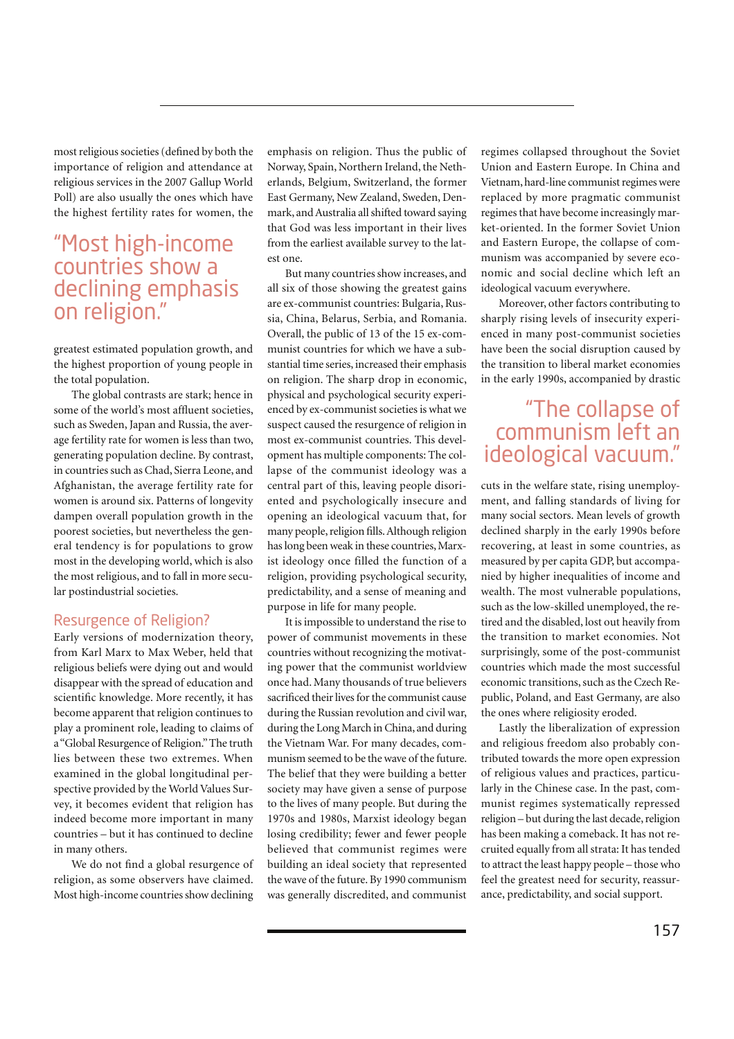most religious societies (defined by both the importance of religion and attendance at religious services in the 2007 Gallup World Poll) are also usually the ones which have the highest fertility rates for women, the greatest estimated population growth, and the highest proportion of young people in the total population.

> "Most high-income countries show a declining emphasis on religion."

The global contrasts are stark; hence in some of the world's most affluent societies, such as Sweden, Japan and Russia, the average fertility rate for women is less than two, generating population decline. By contrast, in countries such as Chad, Sierra Leone, and Afghanistan, the average fertility rate for women is around six. Patterns of longevity dampen overall population growth in the poorest societies, but nevertheless the general tendency is for populations to grow most in the developing world, which is also the most religious, and to fall in more secular postindustrial societies.

## Resurgence of Religion?

Early versions of modernization theory, from Karl Marx to Max Weber, held that religious beliefs were dying out and would disappear with the spread of education and scientific knowledge. More recently, it has become apparent that religion continues to play a prominent role, leading to claims of a "Global Resurgence of Religion." The truth lies between these two extremes. When examined in the global longitudinal perspective provided by the World Values Survey, it becomes evident that religion has indeed become more important in many countries – but it has continued to decline in many others.

We do not find a global resurgence of religion, as some observers have claimed. Most high-income countries show declining emphasis on religion. Thus the public of Norway, Spain, Northern Ireland, the Netherlands, Belgium, Switzerland, the former East Germany, New Zealand, Sweden, Denmark, and Australia all shifted toward saying that God was less important in their lives from the earliest available survey to the latest one.

But many countries show increases, and all six of those showing the greatest gains are ex-communist countries: Bulgaria, Russia, China, Belarus, Serbia, and Romania. Overall, the public of 12 of the 15 ex-communist countries for which we have a substantial time series, increased their emphasis on religion. The sharp drop in economic, physical and psychological security experienced by ex-communist societies is what we suspect caused the resurgence of religion in most ex-communist countries. This development has multiple components: The collapse of the communist ideology was a central part of this, leaving people disoriented and psychologically insecure and opening an ideological vacuum that, for many people, religion fills. Although religion has long been weak in these countries, Marxist ideology once filled the function of a religion, providing psychological security, predictability, and a sense of meaning and purpose in life for many people.

It is impossible to understand the rise to power of communist movements in these countries without recognizing the motivating power that the communist worldview once had. Many thousands of true believers sacrificed their lives for the communist cause during the Russian revolution and civil war, during the Long March in China, and during the Vietnam War. For many decades, communism seemed to be the wave of the future. The belief that they were building a better society may have given a sense of purpose to the lives of many people. But during the 1970s and 1980s, Marxist ideology began losing credibility; fewer and fewer people believed that communist regimes were building an ideal society that represented the wave of the future. By 1990 communism was generally discredited, and communist regimes collapsed throughout the Soviet Union and Eastern Europe. In China and Vietnam, hard-line communist regimes were replaced by more pragmatic communist regimes that have become increasingly market-oriented. In the former Soviet Union and Eastern Europe, the collapse of communism was accompanied by severe economic and social decline which left an ideological vacuum everywhere.

Moreover, other factors contributing to sharply rising levels of insecurity experienced in many post-communist societies have been the social disruption caused by the transition to liberal market economies in the early 1990s, accompanied by drastic cuts in the welfare state, rising unemployment, and falling standards of living for many social sectors. Mean levels of growth declined sharply in the early 1990s before recovering, at least in some countries, as measured by per capita GDP, but accompanied by higher inequalities of income and wealth. The most vulnerable populations, such as the low-skilled unemployed, the retired and the disabled, lost out heavily from the transition to market economies. Not surprisingly, some of the post-communist countries which made the most successful economic transitions, such as the Czech Republic, Poland, and East Germany, are also the ones where religiosity eroded.

> "The collapse of communism left an ideological vacuum."

Lastly the liberalization of expression and religious freedom also probably contributed towards the more open expression of religious values and practices, particularly in the Chinese case. In the past, communist regimes systematically repressed religion – but during the last decade, religion has been making a comeback. It has not recruited equally from all strata: It has tended to attract the least happy people – those who feel the greatest need for security, reassurance, predictability, and social support.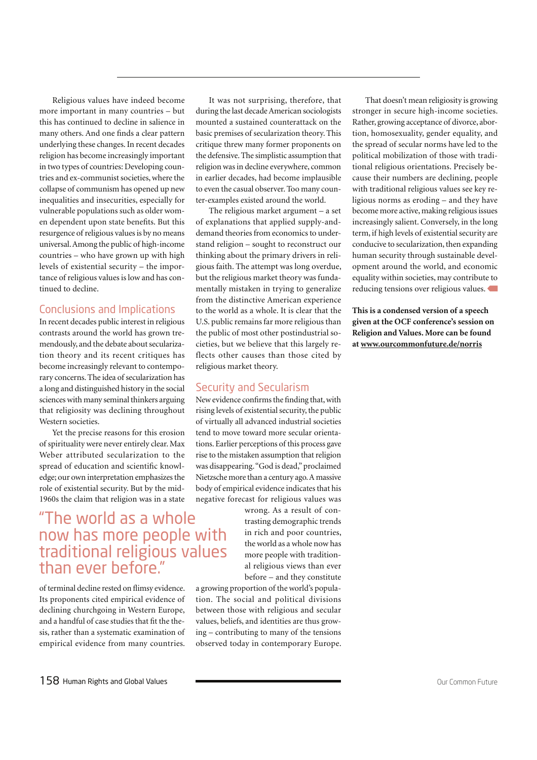Religious values have indeed become more important in many countries – but this has continued to decline in salience in many others. And one finds a clear pattern underlying these changes. In recent decades religion has become increasingly important in two types of countries: Developing countries and ex-communist societies, where the collapse of communism has opened up new inequalities and insecurities, especially for vulnerable populations such as older women dependent upon state benefits. But this resurgence of religious values is by no means universal. Among the public of high-income countries – who have grown up with high levels of existential security – the importance of religious values is low and has continued to decline.

## Conclusions and Implications

In recent decades public interest in religious contrasts around the world has grown tremendously, and the debate about secularization theory and its recent critiques has become increasingly relevant to contemporary concerns. The idea of secularization has a long and distinguished history in the social sciences with many seminal thinkers arguing that religiosity was declining throughout Western societies.

Yet the precise reasons for this erosion of spirituality were never entirely clear. Max Weber attributed secularization to the spread of education and scientific knowledge; our own interpretation emphasizes the role of existential security. But by the mid-1960s the claim that religion was in a state of terminal decline rested on flimsy evidence. Its proponents cited empirical evidence of declining churchgoing in Western Europe, and a handful of case studies that fit the thesis, rather than a systematic examination of empirical evidence from many countries.

> "The world as a whole now has more people with traditional religious values than ever before."

It was not surprising, therefore, that during the last decade American sociologists mounted a sustained counterattack on the basic premises of secularization theory. This critique threw many former proponents on the defensive. The simplistic assumption that religion was in decline everywhere, common in earlier decades, had become implausible to even the casual observer. Too many counter-examples existed around the world.

The religious market argument – a set of explanations that applied supply-and-demand theories from economics to understand religion – sought to reconstruct our thinking about the primary drivers in religious faith. The attempt was long overdue, but the religious market theory was fundamentally mistaken in trying to generalize from the distinctive American experience to the world as a whole. It is clear that the U.S. public remains far more religious than the public of most other postindustrial societies, but we believe that this largely reflects other causes than those cited by religious market theory.

## Security and Secularism

New evidence confirms the finding that, with rising levels of existential security, the public of virtually all advanced industrial societies tend to move toward more secular orientations. Earlier perceptions of this process gave rise to the mistaken assumption that religion was disappearing. "God is dead," proclaimed Nietzsche more than a century ago. A massive body of empirical evidence indicates that his negative forecast for religious values was wrong. As a result of contrasting demographic trends in rich and poor countries, the world as a whole now has more people with traditional religious views than ever before – and they constitute a growing proportion of the world's population. The social and political divisions between those with religious and secular values, beliefs, and identities are thus growing – contributing to many of the tensions observed today in contemporary Europe.

That doesn't mean religiosity is growing stronger in secure high-income societies. Rather, growing acceptance of divorce, abortion, homosexuality, gender equality, and the spread of secular norms have led to the political mobilization of those with traditional religious orientations. Precisely because their numbers are declining, people with traditional religious values see key religious norms as eroding – and they have become more active, making religious issues increasingly salient. Conversely, in the long term, if high levels of existential security are conducive to secularization, then expanding human security through sustainable development around the world, and economic equality within societies, may contribute to reducing tensions over religious values.

**This is a condensed version of a speech given at the OCF conference's session on Religion and Values. More can be found at www.ourcommonfuture.de/norris**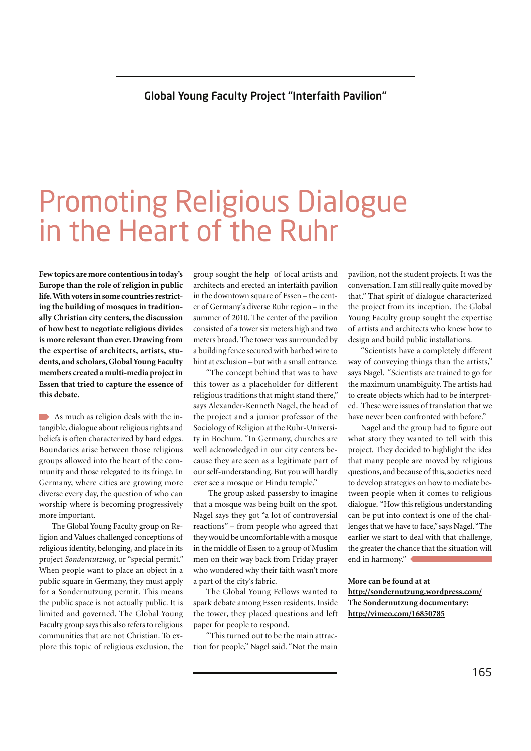## Global Young Faculty Project "Interfaith Pavilion"

# Promoting Religious Dialogue in the Heart of the Ruhr

**Few topics are more contentious in today's Europe than the role of religion in public life. With voters in some countries restricting the building of mosques in traditionally Christian city centers, the discussion of how best to negotiate religious divides is more relevant than ever. Drawing from the expertise of architects, artists, students, and scholars, Global Young Faculty members created a multi-media project in Essen that tried to capture the essence of this debate.**

As much as religion deals with the intangible, dialogue about religious rights and beliefs is often characterized by hard edges. Boundaries arise between those religious groups allowed into the heart of the community and those relegated to its fringe. In Germany, where cities are growing more diverse every day, the question of who can worship where is becoming progressively more important.

The Global Young Faculty group on Religion and Values challenged conceptions of religious identity, belonging, and place in its project *Sondernutzung*, or "special permit." When people want to place an object in a public square in Germany, they must apply for a Sondernutzung permit. This means the public space is not actually public. It is limited and governed. The Global Young Faculty group says this also refers to religious communities that are not Christian. To explore this topic of religious exclusion, the group sought the help of local artists and architects and erected an interfaith pavilion in the downtown square of Essen – the center of Germany's diverse Ruhr region – in the summer of 2010. The center of the pavilion consisted of a tower six meters high and two meters broad. The tower was surrounded by a building fence secured with barbed wire to hint at exclusion – but with a small entrance.

"The concept behind that was to have this tower as a placeholder for different religious traditions that might stand there," says Alexander-Kenneth Nagel, the head of the project and a junior professor of the Sociology of Religion at the Ruhr-University in Bochum. "In Germany, churches are well acknowledged in our city centers because they are seen as a legitimate part of our self-understanding. But you will hardly ever see a mosque or Hindu temple."

The group asked passersby to imagine that a mosque was being built on the spot. Nagel says they got "a lot of controversial reactions" – from people who agreed that they would be uncomfortable with a mosque in the middle of Essen to a group of Muslim men on their way back from Friday prayer who wondered why their faith wasn't more a part of the city's fabric.

The Global Young Fellows wanted to spark debate among Essen residents. Inside the tower, they placed questions and left paper for people to respond.

"This turned out to be the main attraction for people," Nagel said. "Not the main pavilion, not the student projects. It was the conversation. I am still really quite moved by that." That spirit of dialogue characterized the project from its inception. The Global Young Faculty group sought the expertise of artists and architects who knew how to design and build public installations.

"Scientists have a completely different way of conveying things than the artists," says Nagel. "Scientists are trained to go for the maximum unambiguity. The artists had to create objects which had to be interpreted. These were issues of translation that we have never been confronted with before."

Nagel and the group had to figure out what story they wanted to tell with this project. They decided to highlight the idea that many people are moved by religious questions, and because of this, societies need to develop strategies on how to mediate between people when it comes to religious dialogue. "How this religious understanding can be put into context is one of the challenges that we have to face," says Nagel. "The earlier we start to deal with that challenge, the greater the chance that the situation will end in harmony."

**More can be found at at**
**http://sondernutzung.wordpress.com/**
**The Sondernutzung documentary:**
**http://vimeo.com/16850785**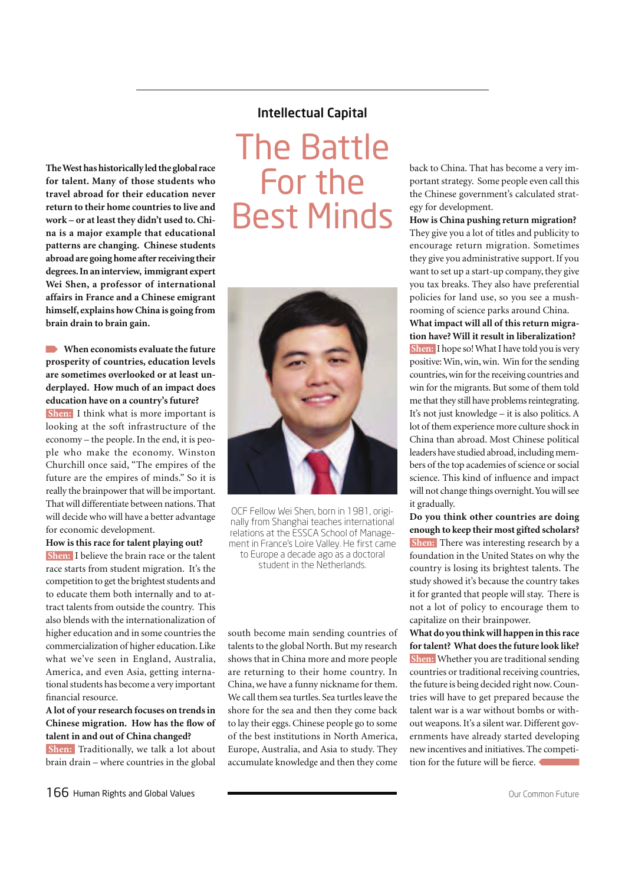## Intellectual Capital

# The Battle For the Best Minds

**The West has historically led the global race for talent. Many of those students who travel abroad for their education never return to their home countries to live and work – or at least they didn't used to. China is a major example that educational patterns are changing. Chinese students abroad are going home after receiving their degrees. In an interview, immigrant expert Wei Shen, a professor of international affairs in France and a Chinese emigrant himself, explains how China is going from brain drain to brain gain.**

**When economists evaluate the future prosperity of countries, education levels are sometimes overlooked or at least underplayed. How much of an impact does education have on a country's future?**

**Shen:** I think what is more important is looking at the soft infrastructure of the economy – the people. In the end, it is people who make the economy. Winston Churchill once said, "The empires of the future are the empires of minds." So it is really the brainpower that will be important. That will differentiate between nations. That will decide who will have a better advantage for economic development.

**How is this race for talent playing out?**

**Shen:** I believe the brain race or the talent race starts from student migration. It's the competition to get the brightest students and to educate them both internally and to attract talents from outside the country. This also blends with the internationalization of higher education and in some countries the commercialization of higher education. Like what we've seen in England, Australia, America, and even Asia, getting international students has become a very important financial resource.

**A lot of your research focuses on trends in Chinese migration. How has the flow of talent in and out of China changed?**

**Shen:** Traditionally, we talk a lot about brain drain – where countries in the global south become main sending countries of talents to the global North. But my research shows that in China more and more people are returning to their home country. In China, we have a funny nickname for them. We call them sea turtles. Sea turtles leave the shore for the sea and then they come back to lay their eggs. Chinese people go to some of the best institutions in North America, Europe, Australia, and Asia to study. They accumulate knowledge and then they come back to China. That has become a very important strategy. Some people even call this the Chinese government's calculated strategy for development.

OCF Fellow Wei Shen, born in 1981, originally from Shanghai teaches international relations at the ESSCA School of Management in France's Loire Valley. He first came to Europe a decade ago as a doctoral student in the Netherlands.

**How is China pushing return migration?**

They give you a lot of titles and publicity to encourage return migration. Sometimes they give you administrative support. If you want to set up a start-up company, they give you tax breaks. They also have preferential policies for land use, so you see a mushrooming of science parks around China.

**What impact will all of this return migration have? Will it result in liberalization?**

**Shen:** I hope so! What I have told you is very positive: Win, win, win. Win for the sending countries, win for the receiving countries and win for the migrants. But some of them told me that they still have problems reintegrating. It's not just knowledge – it is also politics. A lot of them experience more culture shock in China than abroad. Most Chinese political leaders have studied abroad, including members of the top academies of science or social science. This kind of influence and impact will not change things overnight. You will see it gradually.

**Do you think other countries are doing enough to keep their most gifted scholars?**

**Shen:** There was interesting research by a foundation in the United States on why the country is losing its brightest talents. The study showed it's because the country takes it for granted that people will stay. There is not a lot of policy to encourage them to capitalize on their brainpower.

**What do you think will happen in this race for talent? What does the future look like?**

**Shen:** Whether you are traditional sending countries or traditional receiving countries, the future is being decided right now. Countries will have to get prepared because the talent war is a war without bombs or without weapons. It's a silent war. Different governments have already started developing new incentives and initiatives. The competition for the future will be fierce.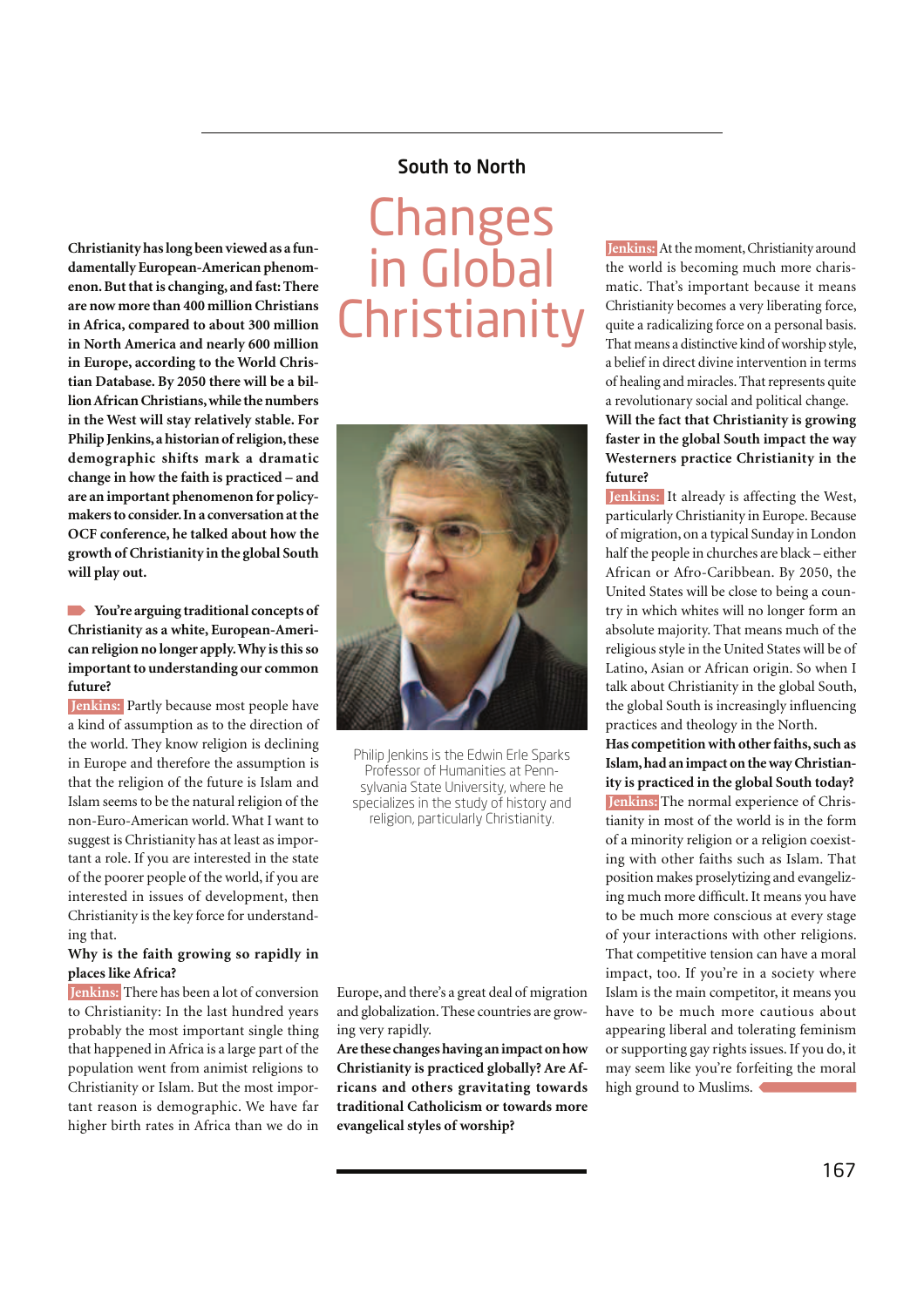## South to North

# Changes in Global Christianity

**Christianity has long been viewed as a fundamentally European-American phenomenon. But that is changing, and fast: There are now more than 400 million Christians in Africa, compared to about 300 million in North America and nearly 600 million in Europe, according to the World Christian Database. By 2050 there will be a billion African Christians, while the numbers in the West will stay relatively stable. For Philip Jenkins, a historian of religion, these demographic shifts mark a dramatic change in how the faith is practiced – and are an important phenomenon for policymakers to consider. In a conversation at the OCF conference, he talked about how the growth of Christianity in the global South will play out.**

**You're arguing traditional concepts of Christianity as a white, European-American religion no longer apply. Why is this so important to understanding our common future?**

**Jenkins:** Partly because most people have a kind of assumption as to the direction of the world. They know religion is declining in Europe and therefore the assumption is that the religion of the future is Islam and Islam seems to be the natural religion of the non-Euro-American world. What I want to suggest is Christianity has at least as important a role. If you are interested in the state of the poorer people of the world, if you are interested in issues of development, then Christianity is the key force for understanding that.

**Why is the faith growing so rapidly in places like Africa?**

**Jenkins:** There has been a lot of conversion to Christianity: In the last hundred years probably the most important single thing that happened in Africa is a large part of the population went from animist religions to Christianity or Islam. But the most important reason is demographic. We have far higher birth rates in Africa than we do in Europe, and there's a great deal of migration and globalization. These countries are growing very rapidly.

Philip Jenkins is the Edwin Erle Sparks Professor of Humanities at Pennsylvania State University, where he specializes in the study of history and religion, particularly Christianity.

**Are these changes having an impact on how Christianity is practiced globally? Are Africans and others gravitating towards traditional Catholicism or towards more evangelical styles of worship?**

**Jenkins:** At the moment, Christianity around the world is becoming much more charismatic. That's important because it means Christianity becomes a very liberating force, quite a radicalizing force on a personal basis. That means a distinctive kind of worship style, a belief in direct divine intervention in terms of healing and miracles. That represents quite a revolutionary social and political change.

**Will the fact that Christianity is growing faster in the global South impact the way Westerners practice Christianity in the future?**

**Jenkins:** It already is affecting the West, particularly Christianity in Europe. Because of migration, on a typical Sunday in London half the people in churches are black – either African or Afro-Caribbean. By 2050, the United States will be close to being a country in which whites will no longer form an absolute majority. That means much of the religious style in the United States will be of Latino, Asian or African origin. So when I talk about Christianity in the global South, the global South is increasingly influencing practices and theology in the North.

**Has competition with other faiths, such as Islam, had an impact on the way Christianity is practiced in the global South today?**

**Jenkins:** The normal experience of Christianity in most of the world is in the form of a minority religion or a religion coexisting with other faiths such as Islam. That position makes proselytizing and evangelizing much more difficult. It means you have to be much more conscious at every stage of your interactions with other religions. That competitive tension can have a moral impact, too. If you're in a society where Islam is the main competitor, it means you have to be much more cautious about appearing liberal and tolerating feminism or supporting gay rights issues. If you do, it may seem like you're forfeiting the moral high ground to Muslims.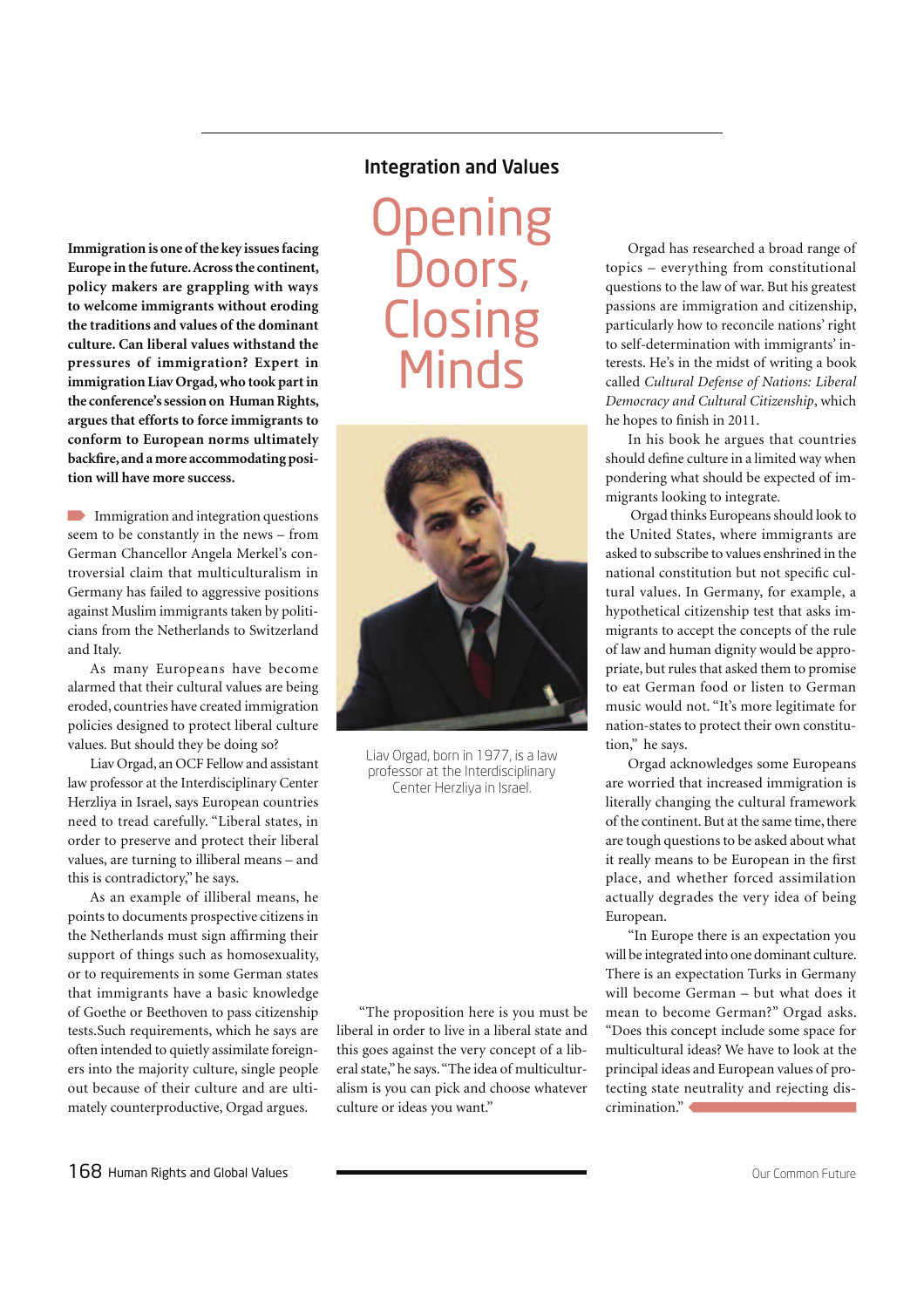## Integration and Values

# Opening Doors, Closing Minds

**Immigration is one of the key issues facing Europe in the future. Across the continent, policy makers are grappling with ways to welcome immigrants without eroding the traditions and values of the dominant culture. Can liberal values withstand the pressures of immigration? Expert in immigration Liav Orgad, who took part in the conference's session on Human Rights, argues that efforts to force immigrants to conform to European norms ultimately backfire, and a more accommodating position will have more success.**

Immigration and integration questions seem to be constantly in the news – from German Chancellor Angela Merkel's controversial claim that multiculturalism in Germany has failed to aggressive positions against Muslim immigrants taken by politicians from the Netherlands to Switzerland and Italy.

As many Europeans have become alarmed that their cultural values are being eroded, countries have created immigration policies designed to protect liberal culture values. But should they be doing so?

Liav Orgad, an OCF Fellow and assistant law professor at the Interdisciplinary Center Herzliya in Israel, says European countries need to tread carefully. "Liberal states, in order to preserve and protect their liberal values, are turning to illiberal means – and this is contradictory," he says.

As an example of illiberal means, he points to documents prospective citizens in the Netherlands must sign affirming their support of things such as homosexuality, or to requirements in some German states that immigrants have a basic knowledge of Goethe or Beethoven to pass citizenship tests.Such requirements, which he says are often intended to quietly assimilate foreigners into the majority culture, single people out because of their culture and are ultimately counterproductive, Orgad argues.

"The proposition here is you must be liberal in order to live in a liberal state and this goes against the very concept of a liberal state," he says. "The idea of multiculturalism is you can pick and choose whatever culture or ideas you want."

Liav Orgad, born in 1977, is a law professor at the Interdisciplinary Center Herzliya in Israel.

Orgad has researched a broad range of topics – everything from constitutional questions to the law of war. But his greatest passions are immigration and citizenship, particularly how to reconcile nations' right to self-determination with immigrants' interests. He's in the midst of writing a book called *Cultural Defense of Nations: Liberal Democracy and Cultural Citizenship*, which he hopes to finish in 2011.

In his book he argues that countries should define culture in a limited way when pondering what should be expected of immigrants looking to integrate.

Orgad thinks Europeans should look to the United States, where immigrants are asked to subscribe to values enshrined in the national constitution but not specific cultural values. In Germany, for example, a hypothetical citizenship test that asks immigrants to accept the concepts of the rule of law and human dignity would be appropriate, but rules that asked them to promise to eat German food or listen to German music would not. "It's more legitimate for nation-states to protect their own constitution," he says.

Orgad acknowledges some Europeans are worried that increased immigration is literally changing the cultural framework of the continent. But at the same time, there are tough questions to be asked about what it really means to be European in the first place, and whether forced assimilation actually degrades the very idea of being European.

"In Europe there is an expectation you will be integrated into one dominant culture. There is an expectation Turks in Germany will become German – but what does it mean to become German?" Orgad asks. "Does this concept include some space for multicultural ideas? We have to look at the principal ideas and European values of protecting state neutrality and rejecting discrimination."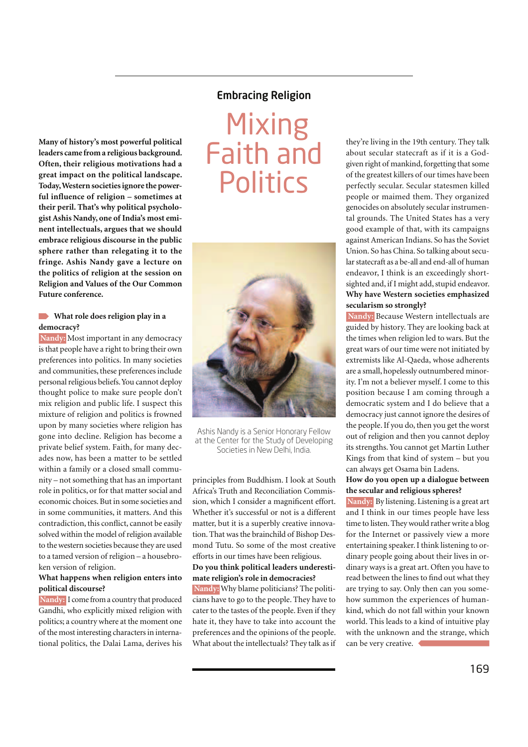## Embracing Religion

# Mixing Faith and Politics

**Many of history's most powerful political leaders came from a religious background. Often, their religious motivations had a great impact on the political landscape. Today, Western societies ignore the powerful influence of religion – sometimes at their peril. That's why political psychologist Ashis Nandy, one of India's most eminent intellectuals, argues that we should embrace religious discourse in the public sphere rather than relegating it to the fringe. Ashis Nandy gave a lecture on the politics of religion at the session on Religion and Values of the Our Common Future conference.**

**What role does religion play in a democracy?**

**Nandy:** Most important in any democracy is that people have a right to bring their own preferences into politics. In many societies and communities, these preferences include personal religious beliefs. You cannot deploy thought police to make sure people don't mix religion and public life. I suspect this mixture of religion and politics is frowned upon by many societies where religion has gone into decline. Religion has become a private belief system. Faith, for many decades now, has been a matter to be settled within a family or a closed small community – not something that has an important role in politics, or for that matter social and economic choices. But in some societies and in some communities, it matters. And this contradiction, this conflict, cannot be easily solved within the model of religion available to the western societies because they are used to a tamed version of religion – a housebroken version of religion.

**What happens when religion enters into political discourse?**

**Nandy:** I come from a country that produced Gandhi, who explicitly mixed religion with politics; a country where at the moment one of the most interesting characters in international politics, the Dalai Lama, derives his principles from Buddhism. I look at South Africa's Truth and Reconciliation Commission, which I consider a magnificent effort. Whether it's successful or not is a different matter, but it is a superbly creative innovation. That was the brainchild of Bishop Desmond Tutu. So some of the most creative efforts in our times have been religious.

Ashis Nandy is a Senior Honorary Fellow at the Center for the Study of Developing Societies in New Delhi, India.

**Do you think political leaders underestimate religion's role in democracies?**

**Nandy:** Why blame politicians? The politicians have to go to the people. They have to cater to the tastes of the people. Even if they hate it, they have to take into account the preferences and the opinions of the people. What about the intellectuals? They talk as if they're living in the 19th century. They talk about secular statecraft as if it is a God-given right of mankind, forgetting that some of the greatest killers of our times have been perfectly secular. Secular statesmen killed people or maimed them. They organized genocides on absolutely secular instrumental grounds. The United States has a very good example of that, with its campaigns against American Indians. So has the Soviet Union. So has China. So talking about secular statecraft as a be-all and end-all of human endeavor, I think is an exceedingly short-sighted and, if I might add, stupid endeavor.

**Why have Western societies emphasized secularism so strongly?**

**Nandy:** Because Western intellectuals are guided by history. They are looking back at the times when religion led to wars. But the great wars of our time were not initiated by extremists like Al-Qaeda, whose adherents are a small, hopelessly outnumbered minority. I'm not a believer myself. I come to this position because I am coming through a democratic system and I do believe that a democracy just cannot ignore the desires of the people. If you do, then you get the worst out of religion and then you cannot deploy its strengths. You cannot get Martin Luther Kings from that kind of system – but you can always get Osama bin Ladens.

**How do you open up a dialogue between the secular and religious spheres?**

**Nandy:** By listening. Listening is a great art and I think in our times people have less time to listen. They would rather write a blog for the Internet or passively view a more entertaining speaker. I think listening to ordinary people going about their lives in ordinary ways is a great art. Often you have to read between the lines to find out what they are trying to say. Only then can you somehow summon the experiences of humankind, which do not fall within your known world. This leads to a kind of intuitive play with the unknown and the strange, which can be very creative.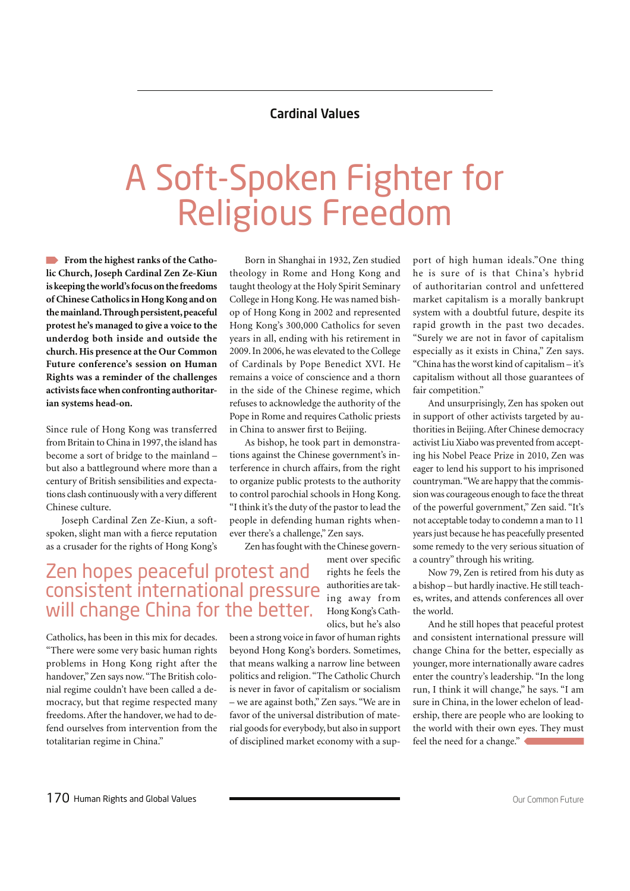Cardinal Values

# A Soft-Spoken Fighter for Religious Freedom

**From the highest ranks of the Catholic Church, Joseph Cardinal Zen Ze-Kiun is keeping the world's focus on the freedoms of Chinese Catholics in Hong Kong and on the mainland. Through persistent, peaceful protest he's managed to give a voice to the underdog both inside and outside the church. His presence at the Our Common Future conference's session on Human Rights was a reminder of the challenges activists face when confronting authoritarian systems head-on.**

Since rule of Hong Kong was transferred from Britain to China in 1997, the island has become a sort of bridge to the mainland – but also a battleground where more than a century of British sensibilities and expectations clash continuously with a very different Chinese culture.

Joseph Cardinal Zen Ze-Kiun, a soft-spoken, slight man with a fierce reputation as a crusader for the rights of Hong Kong's Catholics, has been in this mix for decades. "There were some very basic human rights problems in Hong Kong right after the handover," Zen says now. "The British colonial regime couldn't have been called a democracy, but that regime respected many freedoms. After the handover, we had to defend ourselves from intervention from the totalitarian regime in China."

Born in Shanghai in 1932, Zen studied theology in Rome and Hong Kong and taught theology at the Holy Spirit Seminary College in Hong Kong. He was named bishop of Hong Kong in 2002 and represented Hong Kong's 300,000 Catholics for seven years in all, ending with his retirement in 2009. In 2006, he was elevated to the College of Cardinals by Pope Benedict XVI. He remains a voice of conscience and a thorn in the side of the Chinese regime, which refuses to acknowledge the authority of the Pope in Rome and requires Catholic priests in China to answer first to Beijing.

As bishop, he took part in demonstrations against the Chinese government's interference in church affairs, from the right to organize public protests to the authority to control parochial schools in Hong Kong. "I think it's the duty of the pastor to lead the people in defending human rights whenever there's a challenge," Zen says.

Zen has fought with the Chinese government over specific rights he feels the authorities are taking away from Hong Kong's Catholics, but he's also been a strong voice in favor of human rights beyond Hong Kong's borders. Sometimes, that means walking a narrow line between politics and religion. "The Catholic Church is never in favor of capitalism or socialism – we are against both," Zen says. "We are in favor of the universal distribution of material goods for everybody, but also in support of disciplined market economy with a support of high human ideals."One thing he is sure of is that China's hybrid of authoritarian control and unfettered market capitalism is a morally bankrupt system with a doubtful future, despite its rapid growth in the past two decades. "Surely we are not in favor of capitalism especially as it exists in China," Zen says. "China has the worst kind of capitalism – it's capitalism without all those guarantees of fair competition."

> Zen hopes peaceful protest and consistent international pressure will change China for the better.

And unsurprisingly, Zen has spoken out in support of other activists targeted by authorities in Beijing. After Chinese democracy activist Liu Xiabo was prevented from accepting his Nobel Peace Prize in 2010, Zen was eager to lend his support to his imprisoned countryman. "We are happy that the commission was courageous enough to face the threat of the powerful government," Zen said. "It's not acceptable today to condemn a man to 11 years just because he has peacefully presented some remedy to the very serious situation of a country" through his writing.

Now 79, Zen is retired from his duty as a bishop – but hardly inactive. He still teaches, writes, and attends conferences all over the world.

And he still hopes that peaceful protest and consistent international pressure will change China for the better, especially as younger, more internationally aware cadres enter the country's leadership. "In the long run, I think it will change," he says. "I am sure in China, in the lower echelon of leadership, there are people who are looking to the world with their own eyes. They must feel the need for a change."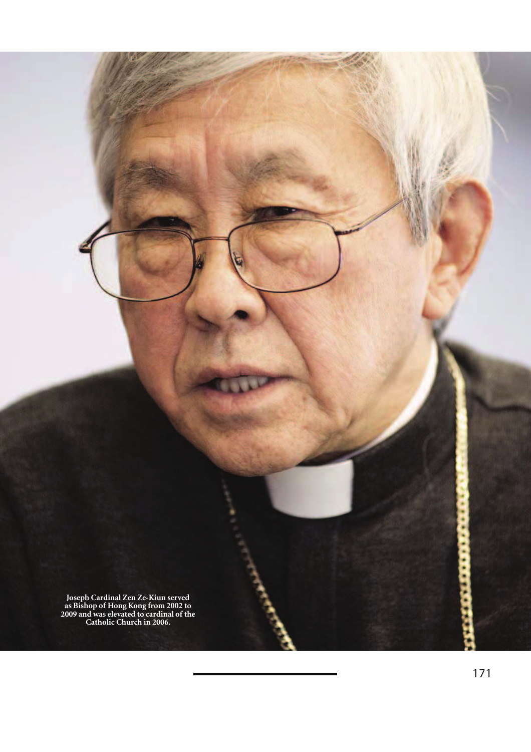Joseph Cardinal Zen Ze-Kiun served as Bishop of Hong Kong from 2002 to 2009 and was elevated to cardinal of the Catholic Church in 2006.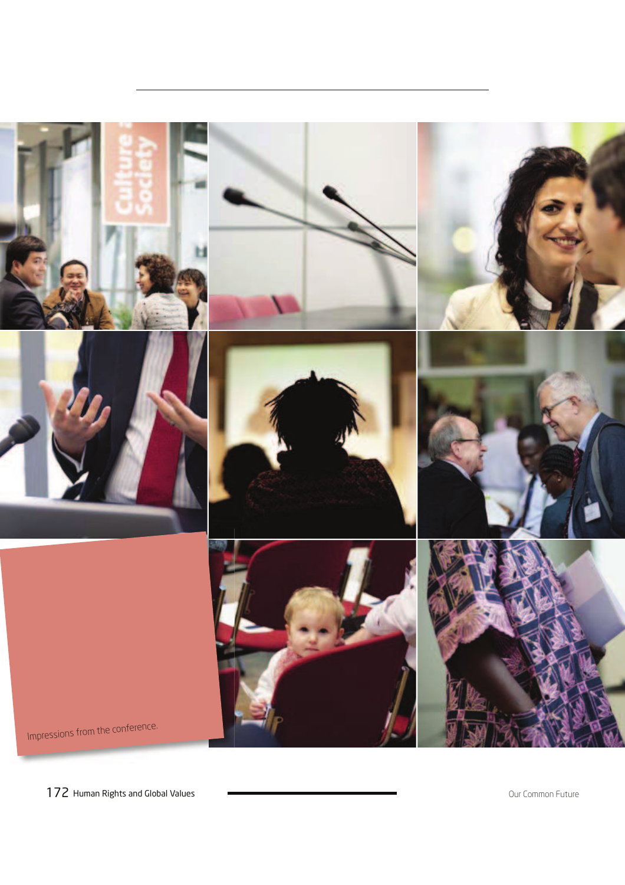Impressions from the conference.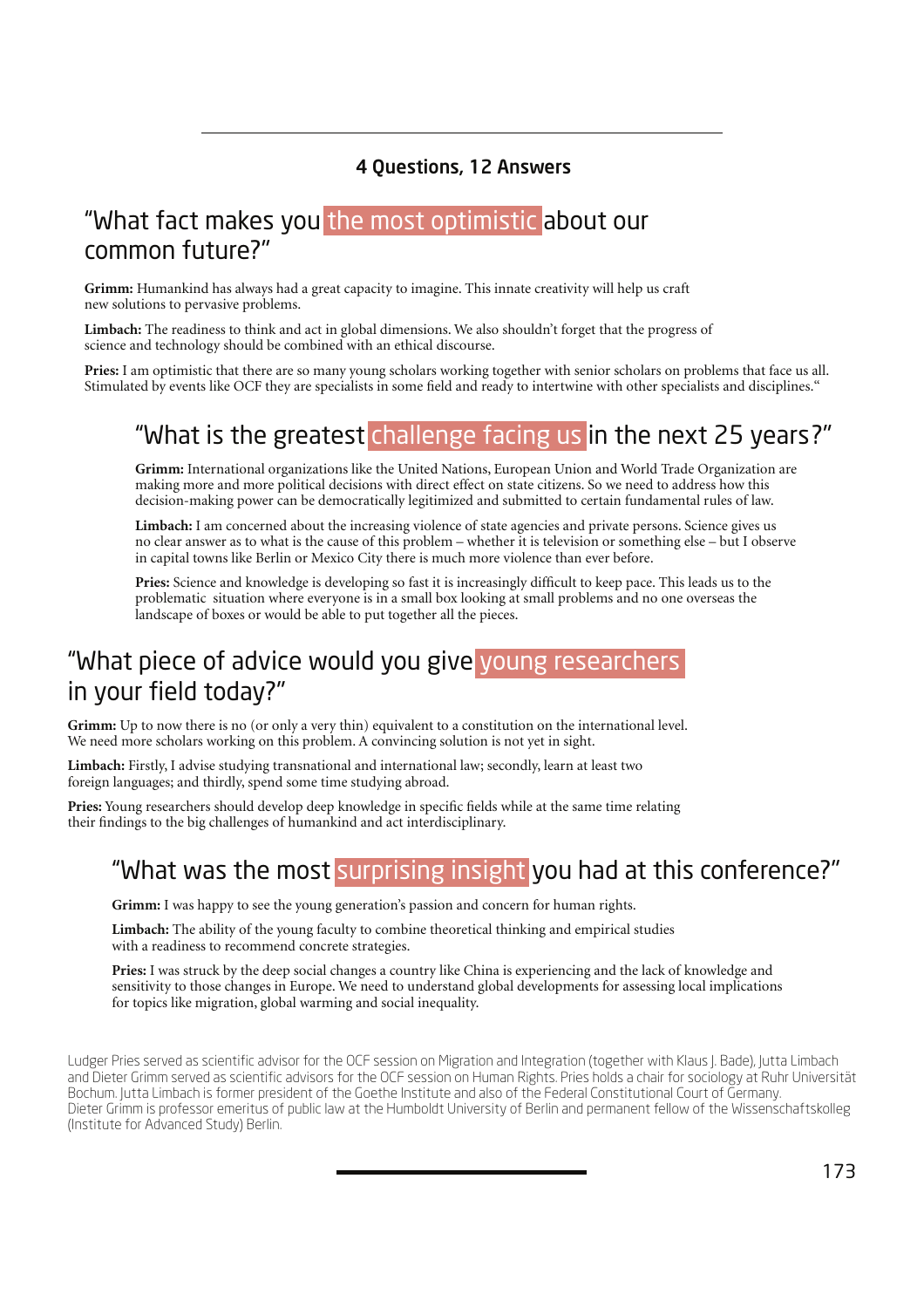### 4 Questions, 12 Answers

## “What fact makes you the most optimistic about our common future?”

**Grimm:** Humankind has always had a great capacity to imagine. This innate creativity will help us craft new solutions to pervasive problems.

**Limbach:** The readiness to think and act in global dimensions. We also shouldn’t forget that the progress of science and technology should be combined with an ethical discourse.

**Pries:** I am optimistic that there are so many young scholars working together with senior scholars on problems that face us all. Stimulated by events like OCF they are specialists in some field and ready to intertwine with other specialists and disciplines.“

## “What is the greatest challenge facing us in the next 25 years?”

**Grimm:** International organizations like the United Nations, European Union and World Trade Organization are making more and more political decisions with direct effect on state citizens. So we need to address how this decision-making power can be democratically legitimized and submitted to certain fundamental rules of law.

**Limbach:** I am concerned about the increasing violence of state agencies and private persons. Science gives us no clear answer as to what is the cause of this problem – whether it is television or something else – but I observe in capital towns like Berlin or Mexico City there is much more violence than ever before.

**Pries:** Science and knowledge is developing so fast it is increasingly difficult to keep pace. This leads us to the problematic situation where everyone is in a small box looking at small problems and no one overseas the landscape of boxes or would be able to put together all the pieces.

## “What piece of advice would you give young researchers in your field today?”

**Grimm:** Up to now there is no (or only a very thin) equivalent to a constitution on the international level. We need more scholars working on this problem. A convincing solution is not yet in sight.

**Limbach:** Firstly, I advise studying transnational and international law; secondly, learn at least two foreign languages; and thirdly, spend some time studying abroad.

**Pries:** Young researchers should develop deep knowledge in specific fields while at the same time relating their findings to the big challenges of humankind and act interdisciplinary.

## “What was the most surprising insight you had at this conference?”

**Grimm:** I was happy to see the young generation’s passion and concern for human rights.

**Limbach:** The ability of the young faculty to combine theoretical thinking and empirical studies with a readiness to recommend concrete strategies.

**Pries:** I was struck by the deep social changes a country like China is experiencing and the lack of knowledge and sensitivity to those changes in Europe. We need to understand global developments for assessing local implications for topics like migration, global warming and social inequality.

Ludger Pries served as scientific advisor for the OCF session on Migration and Integration (together with Klaus J. Bade), Jutta Limbach and Dieter Grimm served as scientific advisors for the OCF session on Human Rights. Pries holds a chair for sociology at Ruhr Universität Bochum. Jutta Limbach is former president of the Goethe Institute and also of the Federal Constitutional Court of Germany. Dieter Grimm is professor emeritus of public law at the Humboldt University of Berlin and permanent fellow of the Wissenschaftskolleg (Institute for Advanced Study) Berlin.